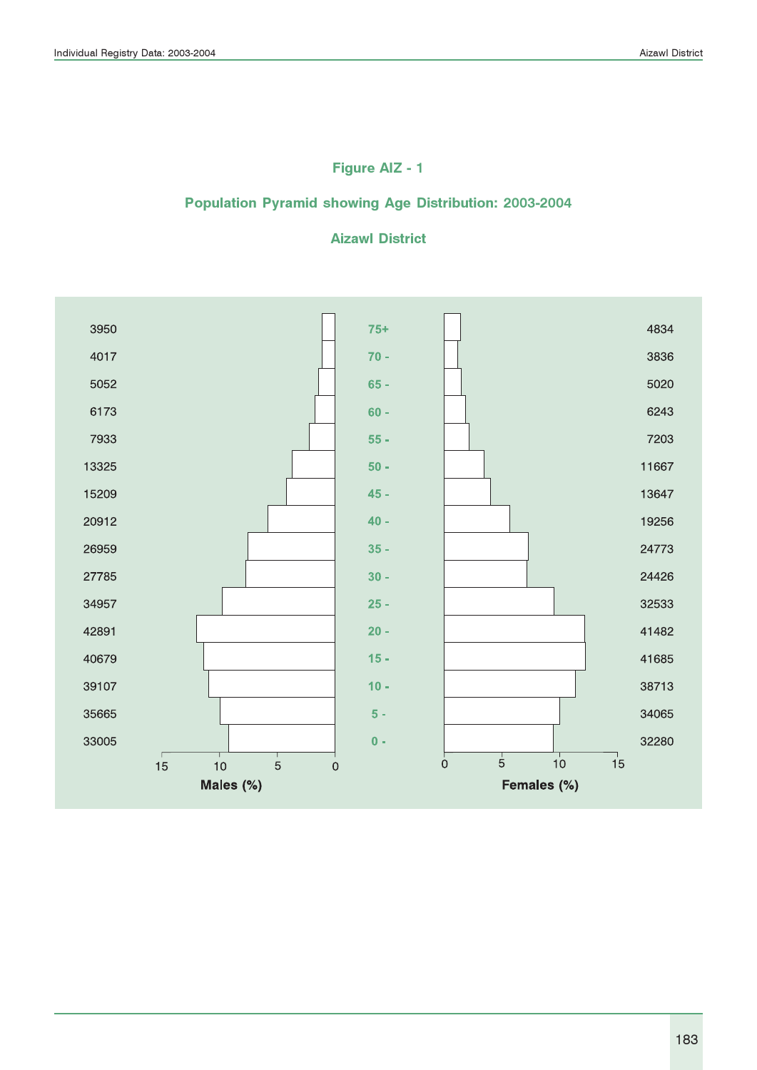## Figure AIZ - 1

## Population Pyramid showing Age Distribution: 2003-2004

## Aizawl District

| Males | Age | Females |
|---|---|---|
| 3950 | 75+ | 4834 |
| 4017 | 70 - | 3836 |
| 5052 | 65 - | 5020 |
| 6173 | 60 - | 6243 |
| 7933 | 55 - | 7203 |
| 13325 | 50 - | 11667 |
| 15209 | 45 - | 13647 |
| 20912 | 40 - | 19256 |
| 26959 | 35 - | 24773 |
| 27785 | 30 - | 24426 |
| 34957 | 25 - | 32533 |
| 42891 | 20 - | 41482 |
| 40679 | 15 - | 41685 |
| 39107 | 10 - | 38713 |
| 35665 | 5 - | 34065 |
| 33005 | 0 - | 32280 |

Males (%) — Females (%)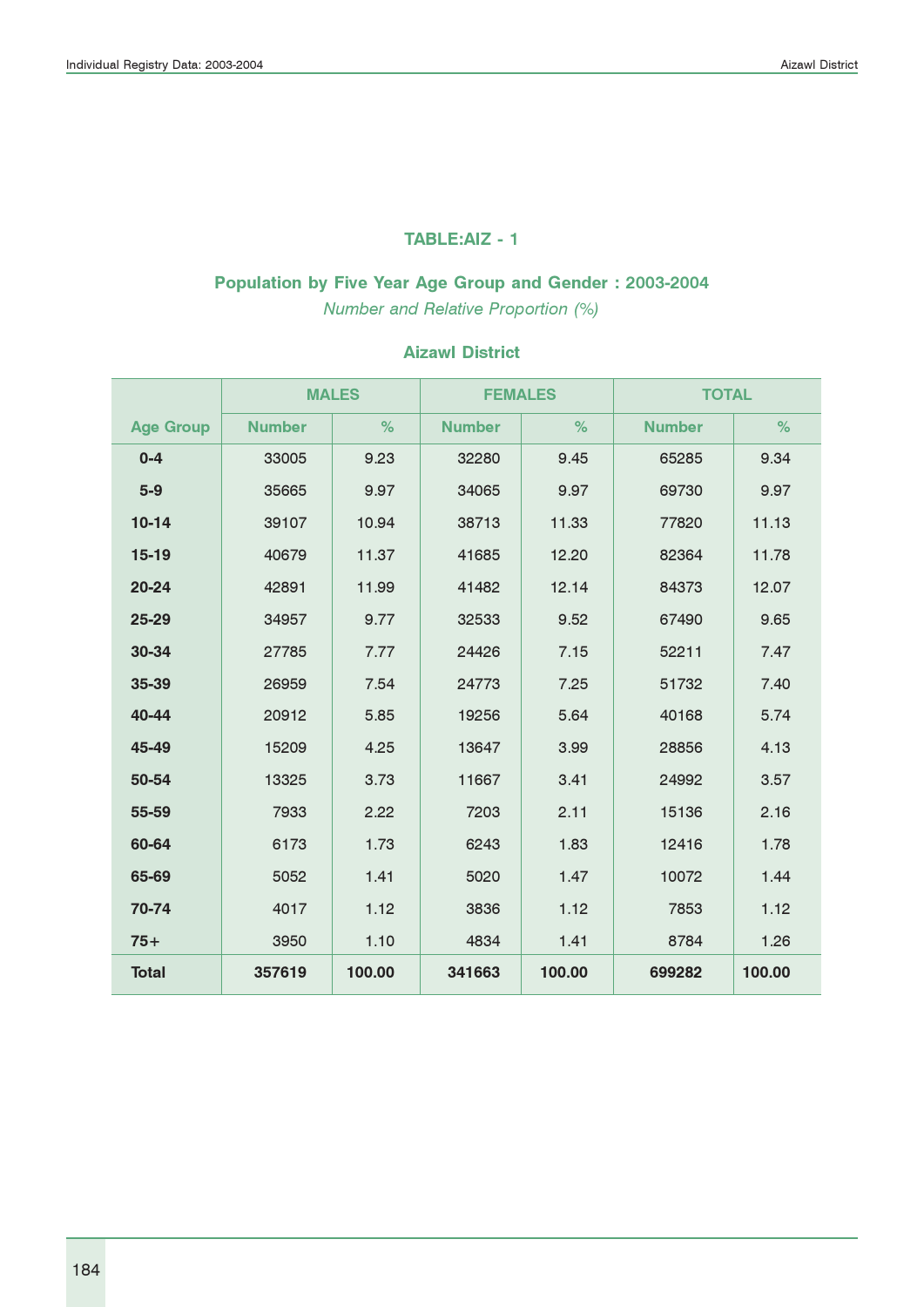## TABLE:AIZ - 1

### Population by Five Year Age Group and Gender : 2003-2004

*Number and Relative Proportion (%)*

### Aizawl District

| Age Group | MALES | | FEMALES | | TOTAL | |
|---|---|---|---|---|---|---|
| | Number | % | Number | % | Number | % |
| 0-4 | 33005 | 9.23 | 32280 | 9.45 | 65285 | 9.34 |
| 5-9 | 35665 | 9.97 | 34065 | 9.97 | 69730 | 9.97 |
| 10-14 | 39107 | 10.94 | 38713 | 11.33 | 77820 | 11.13 |
| 15-19 | 40679 | 11.37 | 41685 | 12.20 | 82364 | 11.78 |
| 20-24 | 42891 | 11.99 | 41482 | 12.14 | 84373 | 12.07 |
| 25-29 | 34957 | 9.77 | 32533 | 9.52 | 67490 | 9.65 |
| 30-34 | 27785 | 7.77 | 24426 | 7.15 | 52211 | 7.47 |
| 35-39 | 26959 | 7.54 | 24773 | 7.25 | 51732 | 7.40 |
| 40-44 | 20912 | 5.85 | 19256 | 5.64 | 40168 | 5.74 |
| 45-49 | 15209 | 4.25 | 13647 | 3.99 | 28856 | 4.13 |
| 50-54 | 13325 | 3.73 | 11667 | 3.41 | 24992 | 3.57 |
| 55-59 | 7933 | 2.22 | 7203 | 2.11 | 15136 | 2.16 |
| 60-64 | 6173 | 1.73 | 6243 | 1.83 | 12416 | 1.78 |
| 65-69 | 5052 | 1.41 | 5020 | 1.47 | 10072 | 1.44 |
| 70-74 | 4017 | 1.12 | 3836 | 1.12 | 7853 | 1.12 |
| 75+ | 3950 | 1.10 | 4834 | 1.41 | 8784 | 1.26 |
| **Total** | **357619** | **100.00** | **341663** | **100.00** | **699282** | **100.00** |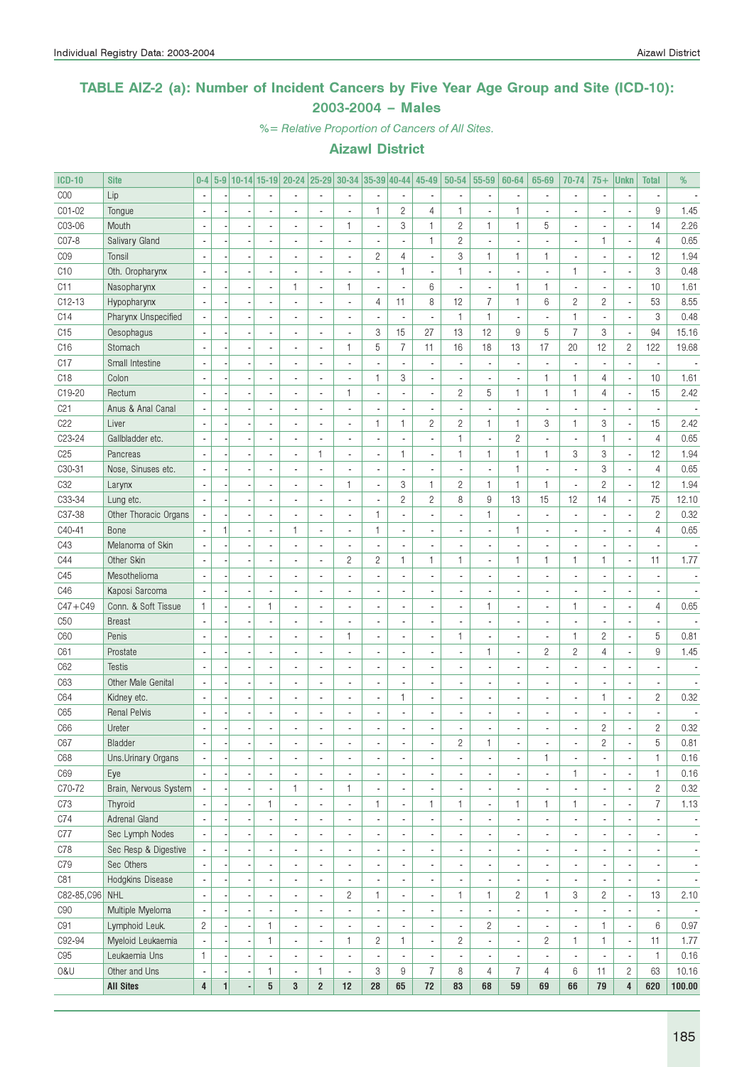## TABLE AIZ-2 (a): Number of Incident Cancers by Five Year Age Group and Site (ICD-10): 2003-2004 – Males

*%= Relative Proportion of Cancers of All Sites.*

### Aizawl District

| ICD-10 | Site | 0-4 | 5-9 | 10-14 | 15-19 | 20-24 | 25-29 | 30-34 | 35-39 | 40-44 | 45-49 | 50-54 | 55-59 | 60-64 | 65-69 | 70-74 | 75+ | Unkn | Total | % |
|---|---|---|---|---|---|---|---|---|---|---|---|---|---|---|---|---|---|---|---|---|
| C00 | Lip | - | - | - | - | - | - | - | - | - | - | - | - | - | - | - | - | - | - | - |
| C01-02 | Tongue | - | - | - | - | - | - | - | 1 | 2 | 4 | 1 | - | 1 | - | - | - | - | 9 | 1.45 |
| C03-06 | Mouth | - | - | - | - | - | - | 1 | - | 3 | 1 | 2 | 1 | 1 | 5 | - | - | - | 14 | 2.26 |
| C07-8 | Salivary Gland | - | - | - | - | - | - | - | - | - | 1 | 2 | - | - | - | - | 1 | - | 4 | 0.65 |
| C09 | Tonsil | - | - | - | - | - | - | - | 2 | 4 | - | 3 | 1 | 1 | 1 | - | - | - | 12 | 1.94 |
| C10 | Oth. Oropharynx | - | - | - | - | - | - | - | - | 1 | - | 1 | - | - | - | 1 | - | - | 3 | 0.48 |
| C11 | Nasopharynx | - | - | - | - | 1 | - | 1 | - | - | 6 | - | - | 1 | 1 | - | - | - | 10 | 1.61 |
| C12-13 | Hypopharynx | - | - | - | - | - | - | - | 4 | 11 | 8 | 12 | 7 | 1 | 6 | 2 | 2 | - | 53 | 8.55 |
| C14 | Pharynx Unspecified | - | - | - | - | - | - | - | - | - | - | 1 | 1 | - | - | 1 | - | - | 3 | 0.48 |
| C15 | Oesophagus | - | - | - | - | - | - | - | 3 | 15 | 27 | 13 | 12 | 9 | 5 | 7 | 3 | - | 94 | 15.16 |
| C16 | Stomach | - | - | - | - | - | - | 1 | 5 | 7 | 11 | 16 | 18 | 13 | 17 | 20 | 12 | 2 | 122 | 19.68 |
| C17 | Small Intestine | - | - | - | - | - | - | - | - | - | - | - | - | - | - | - | - | - | - | - |
| C18 | Colon | - | - | - | - | - | - | - | 1 | 3 | - | - | - | - | 1 | 1 | 4 | - | 10 | 1.61 |
| C19-20 | Rectum | - | - | - | - | - | - | 1 | - | - | - | 2 | 5 | 1 | 1 | 1 | 4 | - | 15 | 2.42 |
| C21 | Anus & Anal Canal | - | - | - | - | - | - | - | - | - | - | - | - | - | - | - | - | - | - | - |
| C22 | Liver | - | - | - | - | - | - | - | 1 | 1 | 2 | 2 | 1 | 1 | 3 | 1 | 3 | - | 15 | 2.42 |
| C23-24 | Gallbladder etc. | - | - | - | - | - | - | - | - | - | - | 1 | - | 2 | - | - | 1 | - | 4 | 0.65 |
| C25 | Pancreas | - | - | - | - | - | 1 | - | - | 1 | - | 1 | 1 | 1 | 1 | 3 | 3 | - | 12 | 1.94 |
| C30-31 | Nose, Sinuses etc. | - | - | - | - | - | - | - | - | - | - | - | - | 1 | - | - | 3 | - | 4 | 0.65 |
| C32 | Larynx | - | - | - | - | - | - | 1 | - | 3 | 1 | 2 | 1 | 1 | 1 | - | 2 | - | 12 | 1.94 |
| C33-34 | Lung etc. | - | - | - | - | - | - | - | - | 2 | 2 | 8 | 9 | 13 | 15 | 12 | 14 | - | 75 | 12.10 |
| C37-38 | Other Thoracic Organs | - | - | - | - | - | - | - | 1 | - | - | - | 1 | - | - | - | - | - | 2 | 0.32 |
| C40-41 | Bone | - | 1 | - | - | 1 | - | - | 1 | - | - | - | - | 1 | - | - | - | - | 4 | 0.65 |
| C43 | Melanoma of Skin | - | - | - | - | - | - | - | - | - | - | - | - | - | - | - | - | - | - | - |
| C44 | Other Skin | - | - | - | - | - | - | 2 | 2 | 1 | 1 | 1 | - | 1 | 1 | 1 | 1 | - | 11 | 1.77 |
| C45 | Mesothelioma | - | - | - | - | - | - | - | - | - | - | - | - | - | - | - | - | - | - | - |
| C46 | Kaposi Sarcoma | - | - | - | - | - | - | - | - | - | - | - | - | - | - | - | - | - | - | - |
| C47+C49 | Conn. & Soft Tissue | 1 | - | - | 1 | - | - | - | - | - | - | - | 1 | - | - | 1 | - | - | 4 | 0.65 |
| C50 | Breast | - | - | - | - | - | - | - | - | - | - | - | - | - | - | - | - | - | - | - |
| C60 | Penis | - | - | - | - | - | - | 1 | - | - | - | 1 | - | - | - | 1 | 2 | - | 5 | 0.81 |
| C61 | Prostate | - | - | - | - | - | - | - | - | - | - | - | 1 | - | 2 | 2 | 4 | - | 9 | 1.45 |
| C62 | Testis | - | - | - | - | - | - | - | - | - | - | - | - | - | - | - | - | - | - | - |
| C63 | Other Male Genital | - | - | - | - | - | - | - | - | - | - | - | - | - | - | - | - | - | - | - |
| C64 | Kidney etc. | - | - | - | - | - | - | - | - | 1 | - | - | - | - | - | - | 1 | - | 2 | 0.32 |
| C65 | Renal Pelvis | - | - | - | - | - | - | - | - | - | - | - | - | - | - | - | - | - | - | - |
| C66 | Ureter | - | - | - | - | - | - | - | - | - | - | - | - | - | - | - | 2 | - | 2 | 0.32 |
| C67 | Bladder | - | - | - | - | - | - | - | - | - | - | 2 | 1 | - | - | - | 2 | - | 5 | 0.81 |
| C68 | Uns.Urinary Organs | - | - | - | - | - | - | - | - | - | - | - | - | - | 1 | - | - | - | 1 | 0.16 |
| C69 | Eye | - | - | - | - | - | - | - | - | - | - | - | - | - | - | 1 | - | - | 1 | 0.16 |
| C70-72 | Brain, Nervous System | - | - | - | - | 1 | - | 1 | - | - | - | - | - | - | - | - | - | - | 2 | 0.32 |
| C73 | Thyroid | - | - | - | 1 | - | - | - | 1 | - | 1 | 1 | - | 1 | 1 | 1 | - | - | 7 | 1.13 |
| C74 | Adrenal Gland | - | - | - | - | - | - | - | - | - | - | - | - | - | - | - | - | - | - | - |
| C77 | Sec Lymph Nodes | - | - | - | - | - | - | - | - | - | - | - | - | - | - | - | - | - | - | - |
| C78 | Sec Resp & Digestive | - | - | - | - | - | - | - | - | - | - | - | - | - | - | - | - | - | - | - |
| C79 | Sec Others | - | - | - | - | - | - | - | - | - | - | - | - | - | - | - | - | - | - | - |
| C81 | Hodgkins Disease | - | - | - | - | - | - | - | - | - | - | - | - | - | - | - | - | - | - | - |
| C82-85,C96 | NHL | - | - | - | - | - | - | 2 | 1 | - | - | 1 | 1 | 2 | 1 | 3 | 2 | - | 13 | 2.10 |
| C90 | Multiple Myeloma | - | - | - | - | - | - | - | - | - | - | - | - | - | - | - | - | - | - | - |
| C91 | Lymphoid Leuk. | 2 | - | - | 1 | - | - | - | - | - | - | - | 2 | - | - | - | 1 | - | 6 | 0.97 |
| C92-94 | Myeloid Leukaemia | - | - | - | 1 | - | - | 1 | 2 | 1 | - | 2 | - | - | 2 | 1 | 1 | - | 11 | 1.77 |
| C95 | Leukaemia Uns | 1 | - | - | - | - | - | - | - | - | - | - | - | - | - | - | - | - | 1 | 0.16 |
| O&U | Other and Uns | - | - | - | 1 | - | 1 | - | 3 | 9 | 7 | 8 | 4 | 7 | 4 | 6 | 11 | 2 | 63 | 10.16 |
| | **All Sites** | **4** | **1** | **-** | **5** | **3** | **2** | **12** | **28** | **65** | **72** | **83** | **68** | **59** | **69** | **66** | **79** | **4** | **620** | **100.00** |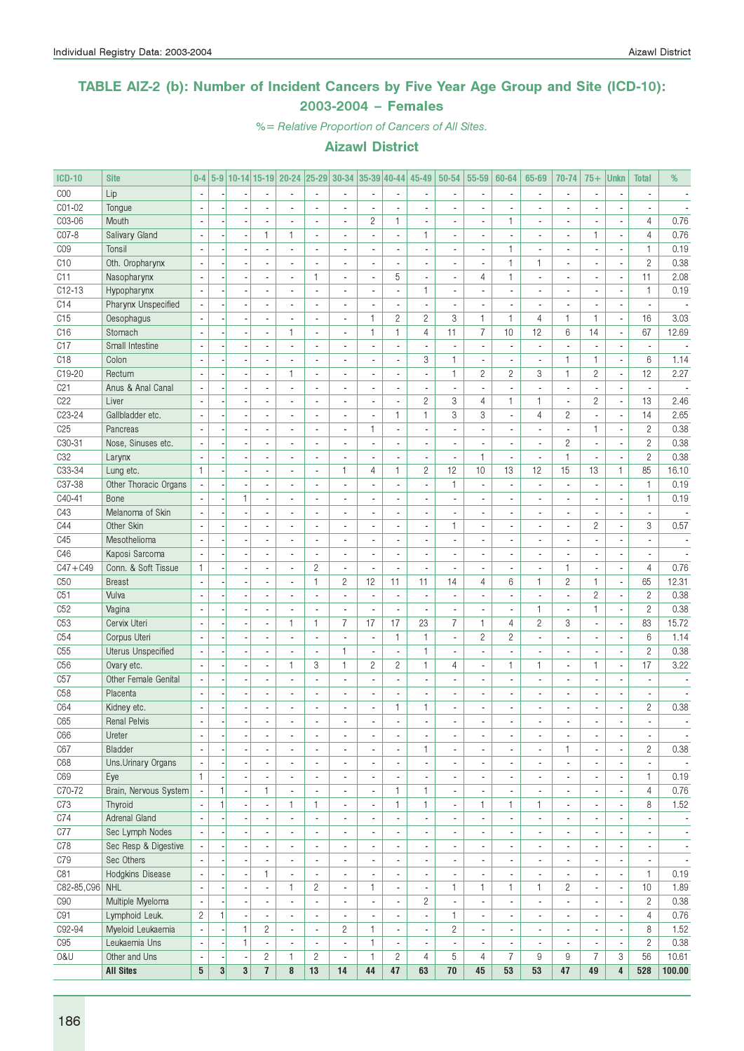## TABLE AIZ-2 (b): Number of Incident Cancers by Five Year Age Group and Site (ICD-10): 2003-2004 – Females

*%= Relative Proportion of Cancers of All Sites.*

### Aizawl District

| ICD-10 | Site | 0-4 | 5-9 | 10-14 | 15-19 | 20-24 | 25-29 | 30-34 | 35-39 | 40-44 | 45-49 | 50-54 | 55-59 | 60-64 | 65-69 | 70-74 | 75+ | Unkn | Total | % |
|---|---|---|---|---|---|---|---|---|---|---|---|---|---|---|---|---|---|---|---|---|
| C00 | Lip | - | - | - | - | - | - | - | - | - | - | - | - | - | - | - | - | - | - | - |
| C01-02 | Tongue | - | - | - | - | - | - | - | - | - | - | - | - | - | - | - | - | - | - | - |
| C03-06 | Mouth | - | - | - | - | - | - | - | 2 | 1 | - | - | - | 1 | - | - | - | - | 4 | 0.76 |
| C07-8 | Salivary Gland | - | - | - | 1 | 1 | - | - | - | - | 1 | - | - | - | - | - | 1 | - | 4 | 0.76 |
| C09 | Tonsil | - | - | - | - | - | - | - | - | - | - | - | - | 1 | - | - | - | - | 1 | 0.19 |
| C10 | Oth. Oropharynx | - | - | - | - | - | - | - | - | - | - | - | - | 1 | 1 | - | - | - | 2 | 0.38 |
| C11 | Nasopharynx | - | - | - | - | - | 1 | - | - | 5 | - | - | 4 | 1 | - | - | - | - | 11 | 2.08 |
| C12-13 | Hypopharynx | - | - | - | - | - | - | - | - | - | 1 | - | - | - | - | - | - | - | 1 | 0.19 |
| C14 | Pharynx Unspecified | - | - | - | - | - | - | - | - | - | - | - | - | - | - | - | - | - | - | - |
| C15 | Oesophagus | - | - | - | - | - | - | - | 1 | 2 | 2 | 3 | 1 | 1 | 4 | 1 | 1 | - | 16 | 3.03 |
| C16 | Stomach | - | - | - | - | 1 | - | - | 1 | 1 | 4 | 11 | 7 | 10 | 12 | 6 | 14 | - | 67 | 12.69 |
| C17 | Small Intestine | - | - | - | - | - | - | - | - | - | - | - | - | - | - | - | - | - | - | - |
| C18 | Colon | - | - | - | - | - | - | - | - | - | 3 | 1 | - | - | - | 1 | 1 | - | 6 | 1.14 |
| C19-20 | Rectum | - | - | - | - | 1 | - | - | - | - | - | 1 | 2 | 2 | 3 | 1 | 2 | - | 12 | 2.27 |
| C21 | Anus & Anal Canal | - | - | - | - | - | - | - | - | - | - | - | - | - | - | - | - | - | - | - |
| C22 | Liver | - | - | - | - | - | - | - | - | - | 2 | 3 | 4 | 1 | 1 | - | 2 | - | 13 | 2.46 |
| C23-24 | Gallbladder etc. | - | - | - | - | - | - | - | - | 1 | 1 | 3 | 3 | - | 4 | 2 | - | - | 14 | 2.65 |
| C25 | Pancreas | - | - | - | - | - | - | - | 1 | - | - | - | - | - | - | - | 1 | - | 2 | 0.38 |
| C30-31 | Nose, Sinuses etc. | - | - | - | - | - | - | - | - | - | - | - | - | - | - | 2 | - | - | 2 | 0.38 |
| C32 | Larynx | - | - | - | - | - | - | - | - | - | - | - | 1 | - | - | 1 | - | - | 2 | 0.38 |
| C33-34 | Lung etc. | 1 | - | - | - | - | - | 1 | 4 | 1 | 2 | 12 | 10 | 13 | 12 | 15 | 13 | 1 | 85 | 16.10 |
| C37-38 | Other Thoracic Organs | - | - | - | - | - | - | - | - | - | - | 1 | - | - | - | - | - | - | 1 | 0.19 |
| C40-41 | Bone | - | - | 1 | - | - | - | - | - | - | - | - | - | - | - | - | - | - | 1 | 0.19 |
| C43 | Melanoma of Skin | - | - | - | - | - | - | - | - | - | - | - | - | - | - | - | - | - | - | - |
| C44 | Other Skin | - | - | - | - | - | - | - | - | - | - | 1 | - | - | - | - | 2 | - | 3 | 0.57 |
| C45 | Mesothelioma | - | - | - | - | - | - | - | - | - | - | - | - | - | - | - | - | - | - | - |
| C46 | Kaposi Sarcoma | - | - | - | - | - | - | - | - | - | - | - | - | - | - | - | - | - | - | - |
| C47+C49 | Conn. & Soft Tissue | 1 | - | - | - | - | 2 | - | - | - | - | - | - | - | - | 1 | - | - | 4 | 0.76 |
| C50 | Breast | - | - | - | - | - | 1 | 2 | 12 | 11 | 11 | 14 | 4 | 6 | 1 | 2 | 1 | - | 65 | 12.31 |
| C51 | Vulva | - | - | - | - | - | - | - | - | - | - | - | - | - | - | - | 2 | - | 2 | 0.38 |
| C52 | Vagina | - | - | - | - | - | - | - | - | - | - | - | - | - | 1 | - | 1 | - | 2 | 0.38 |
| C53 | Cervix Uteri | - | - | - | - | 1 | 1 | 7 | 17 | 17 | 23 | 7 | 1 | 4 | 2 | 3 | - | - | 83 | 15.72 |
| C54 | Corpus Uteri | - | - | - | - | - | - | - | - | 1 | 1 | - | 2 | 2 | - | - | - | - | 6 | 1.14 |
| C55 | Uterus Unspecified | - | - | - | - | - | - | 1 | - | - | 1 | - | - | - | - | - | - | - | 2 | 0.38 |
| C56 | Ovary etc. | - | - | - | - | 1 | 3 | 1 | 2 | 2 | 1 | 4 | - | 1 | 1 | - | 1 | - | 17 | 3.22 |
| C57 | Other Female Genital | - | - | - | - | - | - | - | - | - | - | - | - | - | - | - | - | - | - | - |
| C58 | Placenta | - | - | - | - | - | - | - | - | - | - | - | - | - | - | - | - | - | - | - |
| C64 | Kidney etc. | - | - | - | - | - | - | - | - | 1 | 1 | - | - | - | - | - | - | - | 2 | 0.38 |
| C65 | Renal Pelvis | - | - | - | - | - | - | - | - | - | - | - | - | - | - | - | - | - | - | - |
| C66 | Ureter | - | - | - | - | - | - | - | - | - | - | - | - | - | - | - | - | - | - | - |
| C67 | Bladder | - | - | - | - | - | - | - | - | - | 1 | - | - | - | - | 1 | - | - | 2 | 0.38 |
| C68 | Uns.Urinary Organs | - | - | - | - | - | - | - | - | - | - | - | - | - | - | - | - | - | - | - |
| C69 | Eye | 1 | - | - | - | - | - | - | - | - | - | - | - | - | - | - | - | - | 1 | 0.19 |
| C70-72 | Brain, Nervous System | - | 1 | - | 1 | - | - | - | - | 1 | 1 | - | - | - | - | - | - | - | 4 | 0.76 |
| C73 | Thyroid | - | 1 | - | - | 1 | 1 | - | - | 1 | 1 | - | 1 | 1 | 1 | - | - | - | 8 | 1.52 |
| C74 | Adrenal Gland | - | - | - | - | - | - | - | - | - | - | - | - | - | - | - | - | - | - | - |
| C77 | Sec Lymph Nodes | - | - | - | - | - | - | - | - | - | - | - | - | - | - | - | - | - | - | - |
| C78 | Sec Resp & Digestive | - | - | - | - | - | - | - | - | - | - | - | - | - | - | - | - | - | - | - |
| C79 | Sec Others | - | - | - | - | - | - | - | - | - | - | - | - | - | - | - | - | - | - | - |
| C81 | Hodgkins Disease | - | - | - | 1 | - | - | - | - | - | - | - | - | - | - | - | - | - | 1 | 0.19 |
| C82-85,C96 | NHL | - | - | - | - | 1 | 2 | - | 1 | - | - | 1 | 1 | 1 | 1 | 2 | - | - | 10 | 1.89 |
| C90 | Multiple Myeloma | - | - | - | - | - | - | - | - | - | 2 | - | - | - | - | - | - | - | 2 | 0.38 |
| C91 | Lymphoid Leuk. | 2 | 1 | - | - | - | - | - | - | - | - | 1 | - | - | - | - | - | - | 4 | 0.76 |
| C92-94 | Myeloid Leukaemia | - | - | 1 | 2 | - | - | 2 | 1 | - | - | 2 | - | - | - | - | - | - | 8 | 1.52 |
| C95 | Leukaemia Uns | - | - | 1 | - | - | - | - | 1 | - | - | - | - | - | - | - | - | - | 2 | 0.38 |
| O&U | Other and Uns | - | - | - | 2 | 1 | 2 | - | 1 | 2 | 4 | 5 | 4 | 7 | 9 | 9 | 7 | 3 | 56 | 10.61 |
| | **All Sites** | **5** | **3** | **3** | **7** | **8** | **13** | **14** | **44** | **47** | **63** | **70** | **45** | **53** | **53** | **47** | **49** | **4** | **528** | **100.00** |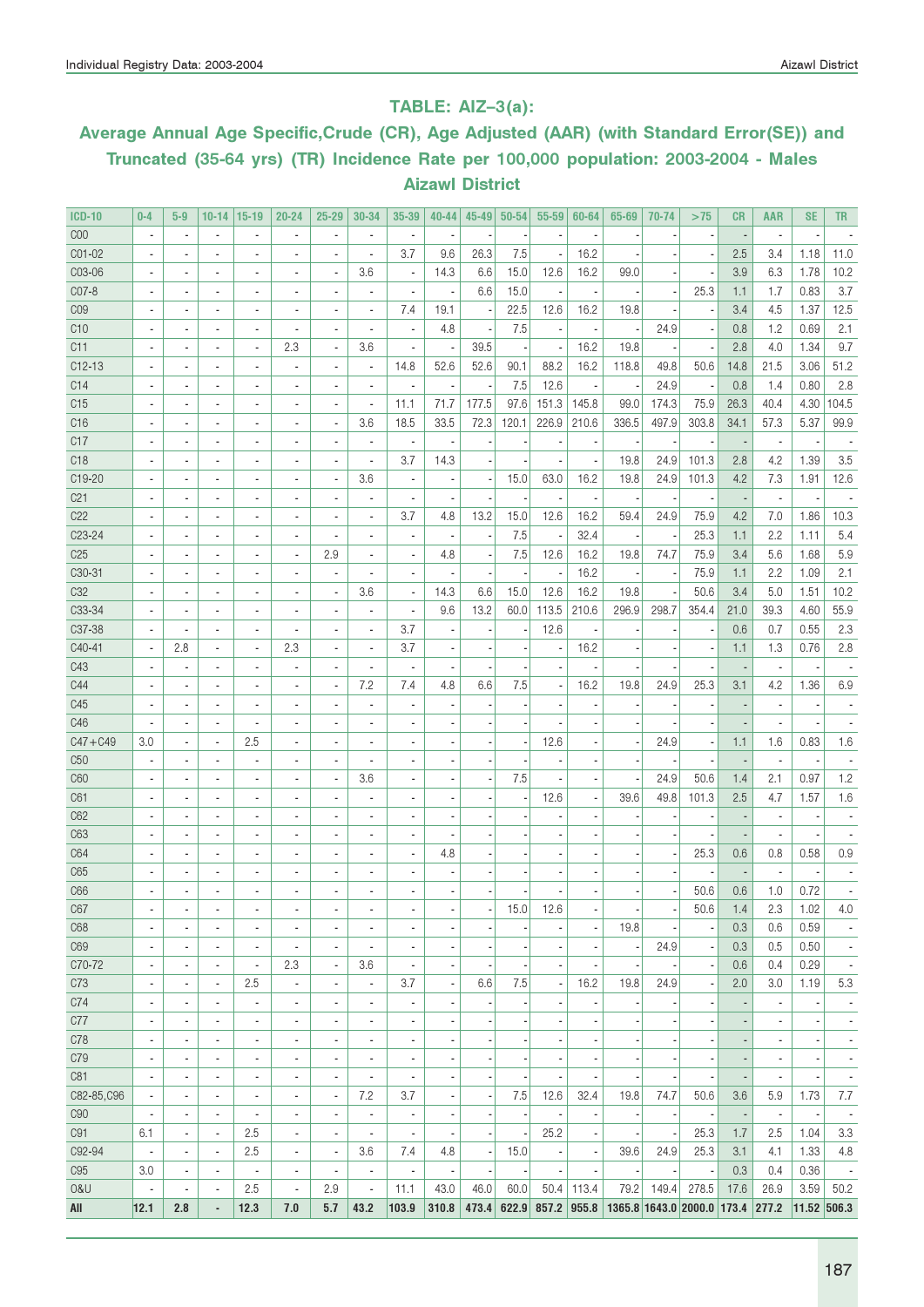## TABLE: AIZ–3(a):

### Average Annual Age Specific,Crude (CR), Age Adjusted (AAR) (with Standard Error(SE)) and Truncated (35-64 yrs) (TR) Incidence Rate per 100,000 population: 2003-2004 - Males Aizawl District

| ICD-10 | 0-4 | 5-9 | 10-14 | 15-19 | 20-24 | 25-29 | 30-34 | 35-39 | 40-44 | 45-49 | 50-54 | 55-59 | 60-64 | 65-69 | 70-74 | >75 | CR | AAR | SE | TR |
|---|---|---|---|---|---|---|---|---|---|---|---|---|---|---|---|---|---|---|---|---|
| C00 | - | - | - | - | - | - | - | - | - | - | - | - | - | - | - | - | - | - | - | - |
| C01-02 | - | - | - | - | - | - | - | 3.7 | 9.6 | 26.3 | 7.5 | - | 16.2 | - | - | - | 2.5 | 3.4 | 1.18 | 11.0 |
| C03-06 | - | - | - | - | - | - | 3.6 | - | 14.3 | 6.6 | 15.0 | 12.6 | 16.2 | 99.0 | - | - | 3.9 | 6.3 | 1.78 | 10.2 |
| C07-8 | - | - | - | - | - | - | - | - | - | 6.6 | 15.0 | - | - | - | - | 25.3 | 1.1 | 1.7 | 0.83 | 3.7 |
| C09 | - | - | - | - | - | - | - | 7.4 | 19.1 | - | 22.5 | 12.6 | 16.2 | 19.8 | - | - | 3.4 | 4.5 | 1.37 | 12.5 |
| C10 | - | - | - | - | - | - | - | - | 4.8 | - | 7.5 | - | - | - | 24.9 | - | 0.8 | 1.2 | 0.69 | 2.1 |
| C11 | - | - | - | - | 2.3 | - | 3.6 | - | - | 39.5 | - | - | 16.2 | 19.8 | - | - | 2.8 | 4.0 | 1.34 | 9.7 |
| C12-13 | - | - | - | - | - | - | - | 14.8 | 52.6 | 52.6 | 90.1 | 88.2 | 16.2 | 118.8 | 49.8 | 50.6 | 14.8 | 21.5 | 3.06 | 51.2 |
| C14 | - | - | - | - | - | - | - | - | - | - | 7.5 | 12.6 | - | - | 24.9 | - | 0.8 | 1.4 | 0.80 | 2.8 |
| C15 | - | - | - | - | - | - | - | 11.1 | 71.7 | 177.5 | 97.6 | 151.3 | 145.8 | 99.0 | 174.3 | 75.9 | 26.3 | 40.4 | 4.30 | 104.5 |
| C16 | - | - | - | - | - | - | 3.6 | 18.5 | 33.5 | 72.3 | 120.1 | 226.9 | 210.6 | 336.5 | 497.9 | 303.8 | 34.1 | 57.3 | 5.37 | 99.9 |
| C17 | - | - | - | - | - | - | - | - | - | - | - | - | - | - | - | - | - | - | - | - |
| C18 | - | - | - | - | - | - | - | 3.7 | 14.3 | - | - | - | - | 19.8 | 24.9 | 101.3 | 2.8 | 4.2 | 1.39 | 3.5 |
| C19-20 | - | - | - | - | - | - | 3.6 | - | - | - | 15.0 | 63.0 | 16.2 | 19.8 | 24.9 | 101.3 | 4.2 | 7.3 | 1.91 | 12.6 |
| C21 | - | - | - | - | - | - | - | - | - | - | - | - | - | - | - | - | - | - | - | - |
| C22 | - | - | - | - | - | - | - | 3.7 | 4.8 | 13.2 | 15.0 | 12.6 | 16.2 | 59.4 | 24.9 | 75.9 | 4.2 | 7.0 | 1.86 | 10.3 |
| C23-24 | - | - | - | - | - | - | - | - | - | - | 7.5 | - | 32.4 | - | - | 25.3 | 1.1 | 2.2 | 1.11 | 5.4 |
| C25 | - | - | - | - | - | 2.9 | - | - | 4.8 | - | 7.5 | 12.6 | 16.2 | 19.8 | 74.7 | 75.9 | 3.4 | 5.6 | 1.68 | 5.9 |
| C30-31 | - | - | - | - | - | - | - | - | - | - | - | - | 16.2 | - | - | 75.9 | 1.1 | 2.2 | 1.09 | 2.1 |
| C32 | - | - | - | - | - | - | 3.6 | - | 14.3 | 6.6 | 15.0 | 12.6 | 16.2 | 19.8 | - | 50.6 | 3.4 | 5.0 | 1.51 | 10.2 |
| C33-34 | - | - | - | - | - | - | - | - | 9.6 | 13.2 | 60.0 | 113.5 | 210.6 | 296.9 | 298.7 | 354.4 | 21.0 | 39.3 | 4.60 | 55.9 |
| C37-38 | - | - | - | - | - | - | - | 3.7 | - | - | - | 12.6 | - | - | - | - | 0.6 | 0.7 | 0.55 | 2.3 |
| C40-41 | - | 2.8 | - | - | 2.3 | - | - | 3.7 | - | - | - | - | 16.2 | - | - | - | 1.1 | 1.3 | 0.76 | 2.8 |
| C43 | - | - | - | - | - | - | - | - | - | - | - | - | - | - | - | - | - | - | - | - |
| C44 | - | - | - | - | - | - | 7.2 | 7.4 | 4.8 | 6.6 | 7.5 | - | 16.2 | 19.8 | 24.9 | 25.3 | 3.1 | 4.2 | 1.36 | 6.9 |
| C45 | - | - | - | - | - | - | - | - | - | - | - | - | - | - | - | - | - | - | - | - |
| C46 | - | - | - | - | - | - | - | - | - | - | - | - | - | - | - | - | - | - | - | - |
| C47+C49 | 3.0 | - | - | 2.5 | - | - | - | - | - | - | - | 12.6 | - | - | 24.9 | - | 1.1 | 1.6 | 0.83 | 1.6 |
| C50 | - | - | - | - | - | - | - | - | - | - | - | - | - | - | - | - | - | - | - | - |
| C60 | - | - | - | - | - | - | 3.6 | - | - | - | 7.5 | - | - | - | 24.9 | 50.6 | 1.4 | 2.1 | 0.97 | 1.2 |
| C61 | - | - | - | - | - | - | - | - | - | - | - | 12.6 | - | 39.6 | 49.8 | 101.3 | 2.5 | 4.7 | 1.57 | 1.6 |
| C62 | - | - | - | - | - | - | - | - | - | - | - | - | - | - | - | - | - | - | - | - |
| C63 | - | - | - | - | - | - | - | - | - | - | - | - | - | - | - | - | - | - | - | - |
| C64 | - | - | - | - | - | - | - | - | 4.8 | - | - | - | - | - | - | 25.3 | 0.6 | 0.8 | 0.58 | 0.9 |
| C65 | - | - | - | - | - | - | - | - | - | - | - | - | - | - | - | - | - | - | - | - |
| C66 | - | - | - | - | - | - | - | - | - | - | - | - | - | - | - | 50.6 | 0.6 | 1.0 | 0.72 | - |
| C67 | - | - | - | - | - | - | - | - | - | - | 15.0 | 12.6 | - | - | - | 50.6 | 1.4 | 2.3 | 1.02 | 4.0 |
| C68 | - | - | - | - | - | - | - | - | - | - | - | - | - | 19.8 | - | - | 0.3 | 0.6 | 0.59 | - |
| C69 | - | - | - | - | - | - | - | - | - | - | - | - | - | - | 24.9 | - | 0.3 | 0.5 | 0.50 | - |
| C70-72 | - | - | - | - | 2.3 | - | 3.6 | - | - | - | - | - | - | - | - | - | 0.6 | 0.4 | 0.29 | - |
| C73 | - | - | - | 2.5 | - | - | - | 3.7 | - | 6.6 | 7.5 | - | 16.2 | 19.8 | 24.9 | - | 2.0 | 3.0 | 1.19 | 5.3 |
| C74 | - | - | - | - | - | - | - | - | - | - | - | - | - | - | - | - | - | - | - | - |
| C77 | - | - | - | - | - | - | - | - | - | - | - | - | - | - | - | - | - | - | - | - |
| C78 | - | - | - | - | - | - | - | - | - | - | - | - | - | - | - | - | - | - | - | - |
| C79 | - | - | - | - | - | - | - | - | - | - | - | - | - | - | - | - | - | - | - | - |
| C81 | - | - | - | - | - | - | - | - | - | - | - | - | - | - | - | - | - | - | - | - |
| C82-85,C96 | - | - | - | - | - | - | 7.2 | 3.7 | - | - | 7.5 | 12.6 | 32.4 | 19.8 | 74.7 | 50.6 | 3.6 | 5.9 | 1.73 | 7.7 |
| C90 | - | - | - | - | - | - | - | - | - | - | - | - | - | - | - | - | - | - | - | - |
| C91 | 6.1 | - | - | 2.5 | - | - | - | - | - | - | - | 25.2 | - | - | - | 25.3 | 1.7 | 2.5 | 1.04 | 3.3 |
| C92-94 | - | - | - | 2.5 | - | - | 3.6 | 7.4 | 4.8 | - | 15.0 | - | - | 39.6 | 24.9 | 25.3 | 3.1 | 4.1 | 1.33 | 4.8 |
| C95 | 3.0 | - | - | - | - | - | - | - | - | - | - | - | - | - | - | - | 0.3 | 0.4 | 0.36 | - |
| O&U | - | - | - | 2.5 | - | 2.9 | - | 11.1 | 43.0 | 46.0 | 60.0 | 50.4 | 113.4 | 79.2 | 149.4 | 278.5 | 17.6 | 26.9 | 3.59 | 50.2 |
| **All** | **12.1** | **2.8** | **-** | **12.3** | **7.0** | **5.7** | **43.2** | **103.9** | **310.8** | **473.4** | **622.9** | **857.2** | **955.8** | **1365.8** | **1643.0** | **2000.0** | **173.4** | **277.2** | **11.52** | **506.3** |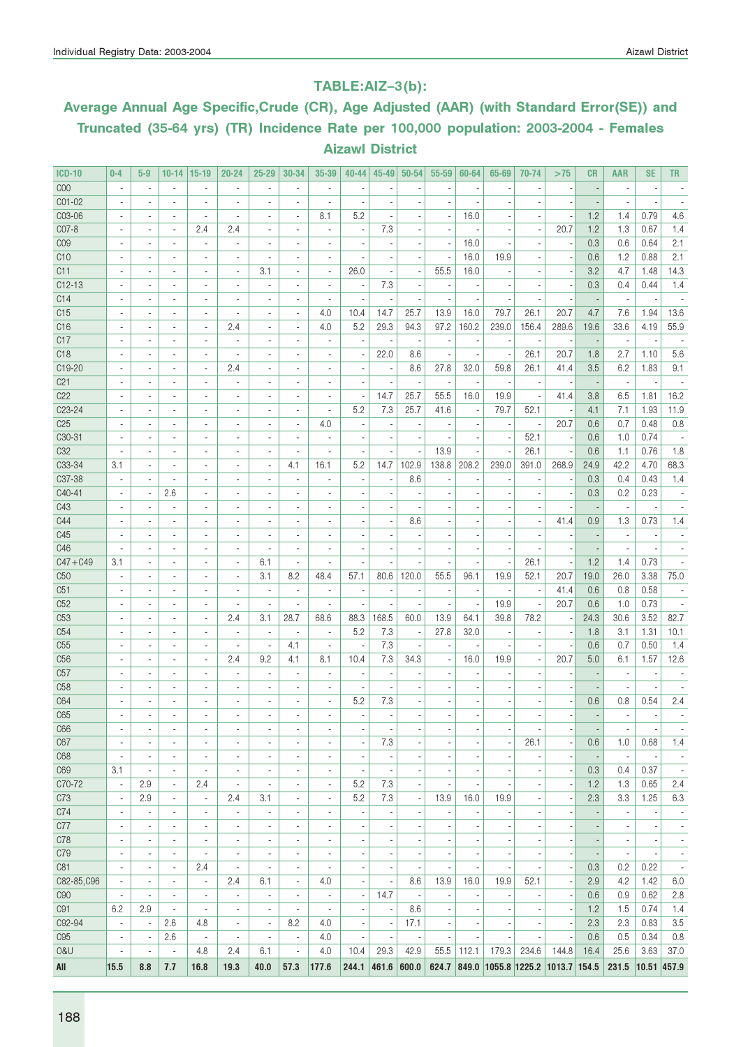## TABLE:AIZ–3(b):

## Average Annual Age Specific,Crude (CR), Age Adjusted (AAR) (with Standard Error(SE)) and Truncated (35-64 yrs) (TR) Incidence Rate per 100,000 population: 2003-2004 - Females Aizawl District

| ICD-10 | 0-4 | 5-9 | 10-14 | 15-19 | 20-24 | 25-29 | 30-34 | 35-39 | 40-44 | 45-49 | 50-54 | 55-59 | 60-64 | 65-69 | 70-74 | >75 | CR | AAR | SE | TR |
|---|---|---|---|---|---|---|---|---|---|---|---|---|---|---|---|---|---|---|---|---|
| C00 | - | - | - | - | - | - | - | - | - | - | - | - | - | - | - | - | - | - | - | - |
| C01-02 | - | - | - | - | - | - | - | - | - | - | - | - | - | - | - | - | - | - | - | - |
| C03-06 | - | - | - | - | - | - | - | 8.1 | 5.2 | - | - | - | 16.0 | - | - | - | 1.2 | 1.4 | 0.79 | 4.6 |
| C07-8 | - | - | - | 2.4 | 2.4 | - | - | - | - | 7.3 | - | - | - | - | - | 20.7 | 1.2 | 1.3 | 0.67 | 1.4 |
| C09 | - | - | - | - | - | - | - | - | - | - | - | - | 16.0 | - | - | - | 0.3 | 0.6 | 0.64 | 2.1 |
| C10 | - | - | - | - | - | - | - | - | - | - | - | - | 16.0 | 19.9 | - | - | 0.6 | 1.2 | 0.88 | 2.1 |
| C11 | - | - | - | - | - | 3.1 | - | - | 26.0 | - | - | 55.5 | 16.0 | - | - | - | 3.2 | 4.7 | 1.48 | 14.3 |
| C12-13 | - | - | - | - | - | - | - | - | - | 7.3 | - | - | - | - | - | - | 0.3 | 0.4 | 0.44 | 1.4 |
| C14 | - | - | - | - | - | - | - | - | - | - | - | - | - | - | - | - | - | - | - | - |
| C15 | - | - | - | - | - | - | - | 4.0 | 10.4 | 14.7 | 25.7 | 13.9 | 16.0 | 79.7 | 26.1 | 20.7 | 4.7 | 7.6 | 1.94 | 13.6 |
| C16 | - | - | - | - | 2.4 | - | - | 4.0 | 5.2 | 29.3 | 94.3 | 97.2 | 160.2 | 239.0 | 156.4 | 289.6 | 19.6 | 33.6 | 4.19 | 55.9 |
| C17 | - | - | - | - | - | - | - | - | - | - | - | - | - | - | - | - | - | - | - | - |
| C18 | - | - | - | - | - | - | - | - | - | 22.0 | 8.6 | - | - | - | 26.1 | 20.7 | 1.8 | 2.7 | 1.10 | 5.6 |
| C19-20 | - | - | - | - | 2.4 | - | - | - | - | - | 8.6 | 27.8 | 32.0 | 59.8 | 26.1 | 41.4 | 3.5 | 6.2 | 1.83 | 9.1 |
| C21 | - | - | - | - | - | - | - | - | - | - | - | - | - | - | - | - | - | - | - | - |
| C22 | - | - | - | - | - | - | - | - | - | 14.7 | 25.7 | 55.5 | 16.0 | 19.9 | - | 41.4 | 3.8 | 6.5 | 1.81 | 16.2 |
| C23-24 | - | - | - | - | - | - | - | - | 5.2 | 7.3 | 25.7 | 41.6 | - | 79.7 | 52.1 | - | 4.1 | 7.1 | 1.93 | 11.9 |
| C25 | - | - | - | - | - | - | - | 4.0 | - | - | - | - | - | - | - | 20.7 | 0.6 | 0.7 | 0.48 | 0.8 |
| C30-31 | - | - | - | - | - | - | - | - | - | - | - | - | - | - | 52.1 | - | 0.6 | 1.0 | 0.74 | - |
| C32 | - | - | - | - | - | - | - | - | - | - | - | 13.9 | - | - | 26.1 | - | 0.6 | 1.1 | 0.76 | 1.8 |
| C33-34 | 3.1 | - | - | - | - | - | 4.1 | 16.1 | 5.2 | 14.7 | 102.9 | 138.8 | 208.2 | 239.0 | 391.0 | 268.9 | 24.9 | 42.2 | 4.70 | 68.3 |
| C37-38 | - | - | - | - | - | - | - | - | - | - | 8.6 | - | - | - | - | - | 0.3 | 0.4 | 0.43 | 1.4 |
| C40-41 | - | - | 2.6 | - | - | - | - | - | - | - | - | - | - | - | - | - | 0.3 | 0.2 | 0.23 | - |
| C43 | - | - | - | - | - | - | - | - | - | - | - | - | - | - | - | - | - | - | - | - |
| C44 | - | - | - | - | - | - | - | - | - | - | 8.6 | - | - | - | - | 41.4 | 0.9 | 1.3 | 0.73 | 1.4 |
| C45 | - | - | - | - | - | - | - | - | - | - | - | - | - | - | - | - | - | - | - | - |
| C46 | - | - | - | - | - | - | - | - | - | - | - | - | - | - | - | - | - | - | - | - |
| C47+C49 | 3.1 | - | - | - | - | 6.1 | - | - | - | - | - | - | - | - | 26.1 | - | 1.2 | 1.4 | 0.73 | - |
| C50 | - | - | - | - | - | 3.1 | 8.2 | 48.4 | 57.1 | 80.6 | 120.0 | 55.5 | 96.1 | 19.9 | 52.1 | 20.7 | 19.0 | 26.0 | 3.38 | 75.0 |
| C51 | - | - | - | - | - | - | - | - | - | - | - | - | - | - | - | 41.4 | 0.6 | 0.8 | 0.58 | - |
| C52 | - | - | - | - | - | - | - | - | - | - | - | - | - | 19.9 | - | 20.7 | 0.6 | 1.0 | 0.73 | - |
| C53 | - | - | - | - | 2.4 | 3.1 | 28.7 | 68.6 | 88.3 | 168.5 | 60.0 | 13.9 | 64.1 | 39.8 | 78.2 | - | 24.3 | 30.6 | 3.52 | 82.7 |
| C54 | - | - | - | - | - | - | - | - | 5.2 | 7.3 | - | 27.8 | 32.0 | - | - | - | 1.8 | 3.1 | 1.31 | 10.1 |
| C55 | - | - | - | - | - | - | 4.1 | - | - | 7.3 | - | - | - | - | - | - | 0.6 | 0.7 | 0.50 | 1.4 |
| C56 | - | - | - | - | 2.4 | 9.2 | 4.1 | 8.1 | 10.4 | 7.3 | 34.3 | - | 16.0 | 19.9 | - | 20.7 | 5.0 | 6.1 | 1.57 | 12.6 |
| C57 | - | - | - | - | - | - | - | - | - | - | - | - | - | - | - | - | - | - | - | - |
| C58 | - | - | - | - | - | - | - | - | - | - | - | - | - | - | - | - | - | - | - | - |
| C64 | - | - | - | - | - | - | - | - | 5.2 | 7.3 | - | - | - | - | - | - | 0.6 | 0.8 | 0.54 | 2.4 |
| C65 | - | - | - | - | - | - | - | - | - | - | - | - | - | - | - | - | - | - | - | - |
| C66 | - | - | - | - | - | - | - | - | - | - | - | - | - | - | - | - | - | - | - | - |
| C67 | - | - | - | - | - | - | - | - | - | 7.3 | - | - | - | - | 26.1 | - | 0.6 | 1.0 | 0.68 | 1.4 |
| C68 | - | - | - | - | - | - | - | - | - | - | - | - | - | - | - | - | - | - | - | - |
| C69 | 3.1 | - | - | - | - | - | - | - | - | - | - | - | - | - | - | - | 0.3 | 0.4 | 0.37 | - |
| C70-72 | - | 2.9 | - | 2.4 | - | - | - | - | 5.2 | 7.3 | - | - | - | - | - | - | 1.2 | 1.3 | 0.65 | 2.4 |
| C73 | - | 2.9 | - | - | 2.4 | 3.1 | - | - | 5.2 | 7.3 | - | 13.9 | 16.0 | 19.9 | - | - | 2.3 | 3.3 | 1.25 | 6.3 |
| C74 | - | - | - | - | - | - | - | - | - | - | - | - | - | - | - | - | - | - | - | - |
| C77 | - | - | - | - | - | - | - | - | - | - | - | - | - | - | - | - | - | - | - | - |
| C78 | - | - | - | - | - | - | - | - | - | - | - | - | - | - | - | - | - | - | - | - |
| C79 | - | - | - | - | - | - | - | - | - | - | - | - | - | - | - | - | - | - | - | - |
| C81 | - | - | - | 2.4 | - | - | - | - | - | - | - | - | - | - | - | - | 0.3 | 0.2 | 0.22 | - |
| C82-85,C96 | - | - | - | - | 2.4 | 6.1 | - | 4.0 | - | - | 8.6 | 13.9 | 16.0 | 19.9 | 52.1 | - | 2.9 | 4.2 | 1.42 | 6.0 |
| C90 | - | - | - | - | - | - | - | - | - | 14.7 | - | - | - | - | - | - | 0.6 | 0.9 | 0.62 | 2.8 |
| C91 | 6.2 | 2.9 | - | - | - | - | - | - | - | - | 8.6 | - | - | - | - | - | 1.2 | 1.5 | 0.74 | 1.4 |
| C92-94 | - | - | 2.6 | 4.8 | - | - | 8.2 | 4.0 | - | - | 17.1 | - | - | - | - | - | 2.3 | 2.3 | 0.83 | 3.5 |
| C95 | - | - | 2.6 | - | - | - | - | 4.0 | - | - | - | - | - | - | - | - | 0.6 | 0.5 | 0.34 | 0.8 |
| O&U | - | - | - | 4.8 | 2.4 | 6.1 | - | 4.0 | 10.4 | 29.3 | 42.9 | 55.5 | 112.1 | 179.3 | 234.6 | 144.8 | 16.4 | 25.6 | 3.63 | 37.0 |
| **All** | **15.5** | **8.8** | **7.7** | **16.8** | **19.3** | **40.0** | **57.3** | **177.6** | **244.1** | **461.6** | **600.0** | **624.7** | **849.0** | **1055.8** | **1225.2** | **1013.7** | **154.5** | **231.5** | **10.51** | **457.9** |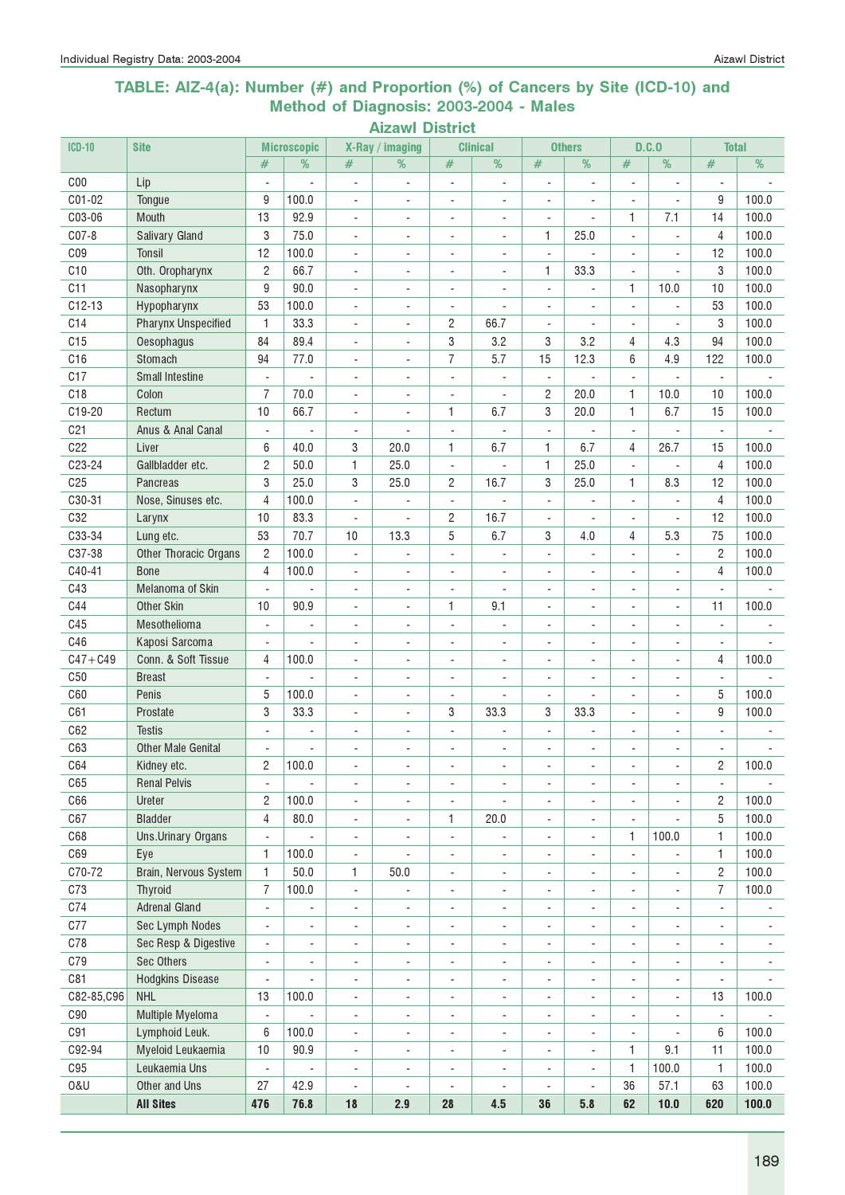## TABLE: AIZ-4(a): Number (#) and Proportion (%) of Cancers by Site (ICD-10) and Method of Diagnosis: 2003-2004 - Males

### Aizawl District

| ICD-10 | Site | Microscopic | | X-Ray / imaging | | Clinical | | Others | | D.C.O | | Total | |
|---|---|---|---|---|---|---|---|---|---|---|---|---|---|
| | | # | % | # | % | # | % | # | % | # | % | # | % |
| C00 | Lip | - | - | - | - | - | - | - | - | - | - | - | - |
| C01-02 | Tongue | 9 | 100.0 | - | - | - | - | - | - | - | - | 9 | 100.0 |
| C03-06 | Mouth | 13 | 92.9 | - | - | - | - | - | - | 1 | 7.1 | 14 | 100.0 |
| C07-8 | Salivary Gland | 3 | 75.0 | - | - | - | - | 1 | 25.0 | - | - | 4 | 100.0 |
| C09 | Tonsil | 12 | 100.0 | - | - | - | - | - | - | - | - | 12 | 100.0 |
| C10 | Oth. Oropharynx | 2 | 66.7 | - | - | - | - | 1 | 33.3 | - | - | 3 | 100.0 |
| C11 | Nasopharynx | 9 | 90.0 | - | - | - | - | - | - | 1 | 10.0 | 10 | 100.0 |
| C12-13 | Hypopharynx | 53 | 100.0 | - | - | - | - | - | - | - | - | 53 | 100.0 |
| C14 | Pharynx Unspecified | 1 | 33.3 | - | - | 2 | 66.7 | - | - | - | - | 3 | 100.0 |
| C15 | Oesophagus | 84 | 89.4 | - | - | 3 | 3.2 | 3 | 3.2 | 4 | 4.3 | 94 | 100.0 |
| C16 | Stomach | 94 | 77.0 | - | - | 7 | 5.7 | 15 | 12.3 | 6 | 4.9 | 122 | 100.0 |
| C17 | Small Intestine | - | - | - | - | - | - | - | - | - | - | - | - |
| C18 | Colon | 7 | 70.0 | - | - | - | - | 2 | 20.0 | 1 | 10.0 | 10 | 100.0 |
| C19-20 | Rectum | 10 | 66.7 | - | - | 1 | 6.7 | 3 | 20.0 | 1 | 6.7 | 15 | 100.0 |
| C21 | Anus & Anal Canal | - | - | - | - | - | - | - | - | - | - | - | - |
| C22 | Liver | 6 | 40.0 | 3 | 20.0 | 1 | 6.7 | 1 | 6.7 | 4 | 26.7 | 15 | 100.0 |
| C23-24 | Gallbladder etc. | 2 | 50.0 | 1 | 25.0 | - | - | 1 | 25.0 | - | - | 4 | 100.0 |
| C25 | Pancreas | 3 | 25.0 | 3 | 25.0 | 2 | 16.7 | 3 | 25.0 | 1 | 8.3 | 12 | 100.0 |
| C30-31 | Nose, Sinuses etc. | 4 | 100.0 | - | - | - | - | - | - | - | - | 4 | 100.0 |
| C32 | Larynx | 10 | 83.3 | - | - | 2 | 16.7 | - | - | - | - | 12 | 100.0 |
| C33-34 | Lung etc. | 53 | 70.7 | 10 | 13.3 | 5 | 6.7 | 3 | 4.0 | 4 | 5.3 | 75 | 100.0 |
| C37-38 | Other Thoracic Organs | 2 | 100.0 | - | - | - | - | - | - | - | - | 2 | 100.0 |
| C40-41 | Bone | 4 | 100.0 | - | - | - | - | - | - | - | - | 4 | 100.0 |
| C43 | Melanoma of Skin | - | - | - | - | - | - | - | - | - | - | - | - |
| C44 | Other Skin | 10 | 90.9 | - | - | 1 | 9.1 | - | - | - | - | 11 | 100.0 |
| C45 | Mesothelioma | - | - | - | - | - | - | - | - | - | - | - | - |
| C46 | Kaposi Sarcoma | - | - | - | - | - | - | - | - | - | - | - | - |
| C47+C49 | Conn. & Soft Tissue | 4 | 100.0 | - | - | - | - | - | - | - | - | 4 | 100.0 |
| C50 | Breast | - | - | - | - | - | - | - | - | - | - | - | - |
| C60 | Penis | 5 | 100.0 | - | - | - | - | - | - | - | - | 5 | 100.0 |
| C61 | Prostate | 3 | 33.3 | - | - | 3 | 33.3 | 3 | 33.3 | - | - | 9 | 100.0 |
| C62 | Testis | - | - | - | - | - | - | - | - | - | - | - | - |
| C63 | Other Male Genital | - | - | - | - | - | - | - | - | - | - | - | - |
| C64 | Kidney etc. | 2 | 100.0 | - | - | - | - | - | - | - | - | 2 | 100.0 |
| C65 | Renal Pelvis | - | - | - | - | - | - | - | - | - | - | - | - |
| C66 | Ureter | 2 | 100.0 | - | - | - | - | - | - | - | - | 2 | 100.0 |
| C67 | Bladder | 4 | 80.0 | - | - | 1 | 20.0 | - | - | - | - | 5 | 100.0 |
| C68 | Uns.Urinary Organs | - | - | - | - | - | - | - | - | 1 | 100.0 | 1 | 100.0 |
| C69 | Eye | 1 | 100.0 | - | - | - | - | - | - | - | - | 1 | 100.0 |
| C70-72 | Brain, Nervous System | 1 | 50.0 | 1 | 50.0 | - | - | - | - | - | - | 2 | 100.0 |
| C73 | Thyroid | 7 | 100.0 | - | - | - | - | - | - | - | - | 7 | 100.0 |
| C74 | Adrenal Gland | - | - | - | - | - | - | - | - | - | - | - | - |
| C77 | Sec Lymph Nodes | - | - | - | - | - | - | - | - | - | - | - | - |
| C78 | Sec Resp & Digestive | - | - | - | - | - | - | - | - | - | - | - | - |
| C79 | Sec Others | - | - | - | - | - | - | - | - | - | - | - | - |
| C81 | Hodgkins Disease | - | - | - | - | - | - | - | - | - | - | - | - |
| C82-85,C96 | NHL | 13 | 100.0 | - | - | - | - | - | - | - | - | 13 | 100.0 |
| C90 | Multiple Myeloma | - | - | - | - | - | - | - | - | - | - | - | - |
| C91 | Lymphoid Leuk. | 6 | 100.0 | - | - | - | - | - | - | - | - | 6 | 100.0 |
| C92-94 | Myeloid Leukaemia | 10 | 90.9 | - | - | - | - | - | - | 1 | 9.1 | 11 | 100.0 |
| C95 | Leukaemia Uns | - | - | - | - | - | - | - | - | 1 | 100.0 | 1 | 100.0 |
| O&U | Other and Uns | 27 | 42.9 | - | - | - | - | - | - | 36 | 57.1 | 63 | 100.0 |
| | **All Sites** | **476** | **76.8** | **18** | **2.9** | **28** | **4.5** | **36** | **5.8** | **62** | **10.0** | **620** | **100.0** |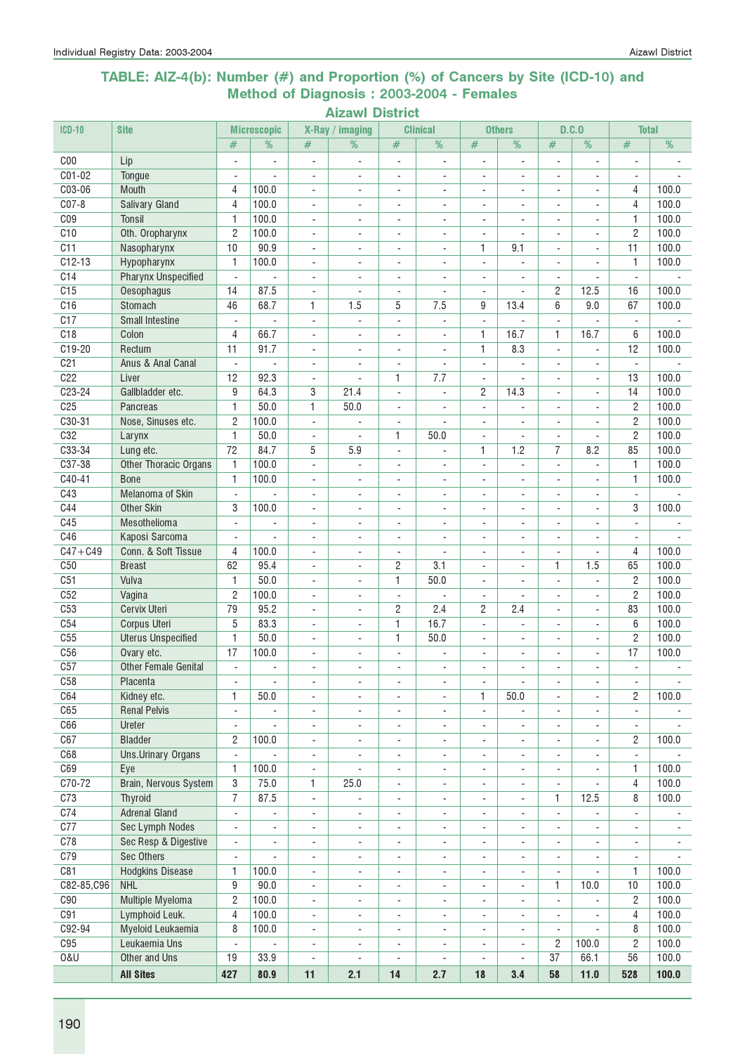# TABLE: AIZ-4(b): Number (#) and Proportion (%) of Cancers by Site (ICD-10) and Method of Diagnosis : 2003-2004 - Females

## Aizawl District

| ICD-10 | Site | Microscopic | | X-Ray / imaging | | Clinical | | Others | | D.C.O | | Total | |
|---|---|---|---|---|---|---|---|---|---|---|---|---|---|
| | | # | % | # | % | # | % | # | % | # | % | # | % |
| C00 | Lip | - | - | - | - | - | - | - | - | - | - | - | - |
| C01-02 | Tongue | - | - | - | - | - | - | - | - | - | - | - | - |
| C03-06 | Mouth | 4 | 100.0 | - | - | - | - | - | - | - | - | 4 | 100.0 |
| C07-8 | Salivary Gland | 4 | 100.0 | - | - | - | - | - | - | - | - | 4 | 100.0 |
| C09 | Tonsil | 1 | 100.0 | - | - | - | - | - | - | - | - | 1 | 100.0 |
| C10 | Oth. Oropharynx | 2 | 100.0 | - | - | - | - | - | - | - | - | 2 | 100.0 |
| C11 | Nasopharynx | 10 | 90.9 | - | - | - | - | 1 | 9.1 | - | - | 11 | 100.0 |
| C12-13 | Hypopharynx | 1 | 100.0 | - | - | - | - | - | - | - | - | 1 | 100.0 |
| C14 | Pharynx Unspecified | - | - | - | - | - | - | - | - | - | - | - | - |
| C15 | Oesophagus | 14 | 87.5 | - | - | - | - | - | - | 2 | 12.5 | 16 | 100.0 |
| C16 | Stomach | 46 | 68.7 | 1 | 1.5 | 5 | 7.5 | 9 | 13.4 | 6 | 9.0 | 67 | 100.0 |
| C17 | Small Intestine | - | - | - | - | - | - | - | - | - | - | - | - |
| C18 | Colon | 4 | 66.7 | - | - | - | - | 1 | 16.7 | 1 | 16.7 | 6 | 100.0 |
| C19-20 | Rectum | 11 | 91.7 | - | - | - | - | 1 | 8.3 | - | - | 12 | 100.0 |
| C21 | Anus & Anal Canal | - | - | - | - | - | - | - | - | - | - | - | - |
| C22 | Liver | 12 | 92.3 | - | - | 1 | 7.7 | - | - | - | - | 13 | 100.0 |
| C23-24 | Gallbladder etc. | 9 | 64.3 | 3 | 21.4 | - | - | 2 | 14.3 | - | - | 14 | 100.0 |
| C25 | Pancreas | 1 | 50.0 | 1 | 50.0 | - | - | - | - | - | - | 2 | 100.0 |
| C30-31 | Nose, Sinuses etc. | 2 | 100.0 | - | - | - | - | - | - | - | - | 2 | 100.0 |
| C32 | Larynx | 1 | 50.0 | - | - | 1 | 50.0 | - | - | - | - | 2 | 100.0 |
| C33-34 | Lung etc. | 72 | 84.7 | 5 | 5.9 | - | - | 1 | 1.2 | 7 | 8.2 | 85 | 100.0 |
| C37-38 | Other Thoracic Organs | 1 | 100.0 | - | - | - | - | - | - | - | - | 1 | 100.0 |
| C40-41 | Bone | 1 | 100.0 | - | - | - | - | - | - | - | - | 1 | 100.0 |
| C43 | Melanoma of Skin | - | - | - | - | - | - | - | - | - | - | - | - |
| C44 | Other Skin | 3 | 100.0 | - | - | - | - | - | - | - | - | 3 | 100.0 |
| C45 | Mesothelioma | - | - | - | - | - | - | - | - | - | - | - | - |
| C46 | Kaposi Sarcoma | - | - | - | - | - | - | - | - | - | - | - | - |
| C47+C49 | Conn. & Soft Tissue | 4 | 100.0 | - | - | - | - | - | - | - | - | 4 | 100.0 |
| C50 | Breast | 62 | 95.4 | - | - | 2 | 3.1 | - | - | 1 | 1.5 | 65 | 100.0 |
| C51 | Vulva | 1 | 50.0 | - | - | 1 | 50.0 | - | - | - | - | 2 | 100.0 |
| C52 | Vagina | 2 | 100.0 | - | - | - | - | - | - | - | - | 2 | 100.0 |
| C53 | Cervix Uteri | 79 | 95.2 | - | - | 2 | 2.4 | 2 | 2.4 | - | - | 83 | 100.0 |
| C54 | Corpus Uteri | 5 | 83.3 | - | - | 1 | 16.7 | - | - | - | - | 6 | 100.0 |
| C55 | Uterus Unspecified | 1 | 50.0 | - | - | 1 | 50.0 | - | - | - | - | 2 | 100.0 |
| C56 | Ovary etc. | 17 | 100.0 | - | - | - | - | - | - | - | - | 17 | 100.0 |
| C57 | Other Female Genital | - | - | - | - | - | - | - | - | - | - | - | - |
| C58 | Placenta | - | - | - | - | - | - | - | - | - | - | - | - |
| C64 | Kidney etc. | 1 | 50.0 | - | - | - | - | 1 | 50.0 | - | - | 2 | 100.0 |
| C65 | Renal Pelvis | - | - | - | - | - | - | - | - | - | - | - | - |
| C66 | Ureter | - | - | - | - | - | - | - | - | - | - | - | - |
| C67 | Bladder | 2 | 100.0 | - | - | - | - | - | - | - | - | 2 | 100.0 |
| C68 | Uns.Urinary Organs | - | - | - | - | - | - | - | - | - | - | - | - |
| C69 | Eye | 1 | 100.0 | - | - | - | - | - | - | - | - | 1 | 100.0 |
| C70-72 | Brain, Nervous System | 3 | 75.0 | 1 | 25.0 | - | - | - | - | - | - | 4 | 100.0 |
| C73 | Thyroid | 7 | 87.5 | - | - | - | - | - | - | 1 | 12.5 | 8 | 100.0 |
| C74 | Adrenal Gland | - | - | - | - | - | - | - | - | - | - | - | - |
| C77 | Sec Lymph Nodes | - | - | - | - | - | - | - | - | - | - | - | - |
| C78 | Sec Resp & Digestive | - | - | - | - | - | - | - | - | - | - | - | - |
| C79 | Sec Others | - | - | - | - | - | - | - | - | - | - | - | - |
| C81 | Hodgkins Disease | 1 | 100.0 | - | - | - | - | - | - | - | - | 1 | 100.0 |
| C82-85,C96 | NHL | 9 | 90.0 | - | - | - | - | - | - | 1 | 10.0 | 10 | 100.0 |
| C90 | Multiple Myeloma | 2 | 100.0 | - | - | - | - | - | - | - | - | 2 | 100.0 |
| C91 | Lymphoid Leuk. | 4 | 100.0 | - | - | - | - | - | - | - | - | 4 | 100.0 |
| C92-94 | Myeloid Leukaemia | 8 | 100.0 | - | - | - | - | - | - | - | - | 8 | 100.0 |
| C95 | Leukaemia Uns | - | - | - | - | - | - | - | - | 2 | 100.0 | 2 | 100.0 |
| O&U | Other and Uns | 19 | 33.9 | - | - | - | - | - | - | 37 | 66.1 | 56 | 100.0 |
| | **All Sites** | **427** | **80.9** | **11** | **2.1** | **14** | **2.7** | **18** | **3.4** | **58** | **11.0** | **528** | **100.0** |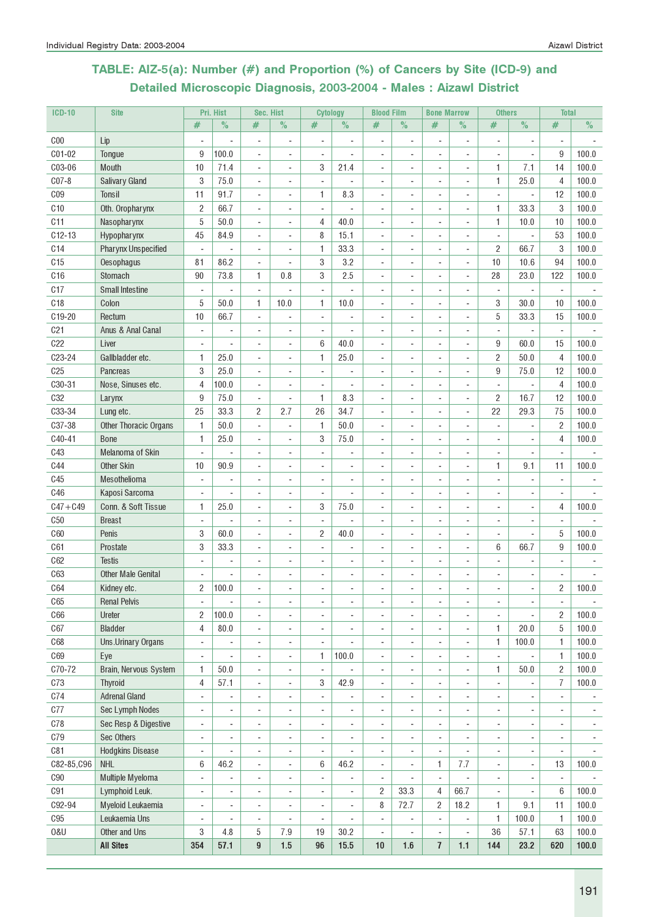## TABLE: AIZ-5(a): Number (#) and Proportion (%) of Cancers by Site (ICD-9) and Detailed Microscopic Diagnosis, 2003-2004 - Males : Aizawl District

| ICD-10 | Site | Pri. Hist | | Sec. Hist | | Cytology | | Blood Film | | Bone Marrow | | Others | | Total | |
|---|---|---|---|---|---|---|---|---|---|---|---|---|---|---|---|
| | | # | % | # | % | # | % | # | % | # | % | # | % | # | % |
| C00 | Lip | - | - | - | - | - | - | - | - | - | - | - | - | - | - |
| C01-02 | Tongue | 9 | 100.0 | - | - | - | - | - | - | - | - | - | - | 9 | 100.0 |
| C03-06 | Mouth | 10 | 71.4 | - | - | 3 | 21.4 | - | - | - | - | 1 | 7.1 | 14 | 100.0 |
| C07-8 | Salivary Gland | 3 | 75.0 | - | - | - | - | - | - | - | - | 1 | 25.0 | 4 | 100.0 |
| C09 | Tonsil | 11 | 91.7 | - | - | 1 | 8.3 | - | - | - | - | - | - | 12 | 100.0 |
| C10 | Oth. Oropharynx | 2 | 66.7 | - | - | - | - | - | - | - | - | 1 | 33.3 | 3 | 100.0 |
| C11 | Nasopharynx | 5 | 50.0 | - | - | 4 | 40.0 | - | - | - | - | 1 | 10.0 | 10 | 100.0 |
| C12-13 | Hypopharynx | 45 | 84.9 | - | - | 8 | 15.1 | - | - | - | - | - | - | 53 | 100.0 |
| C14 | Pharynx Unspecified | - | - | - | - | 1 | 33.3 | - | - | - | - | 2 | 66.7 | 3 | 100.0 |
| C15 | Oesophagus | 81 | 86.2 | - | - | 3 | 3.2 | - | - | - | - | 10 | 10.6 | 94 | 100.0 |
| C16 | Stomach | 90 | 73.8 | 1 | 0.8 | 3 | 2.5 | - | - | - | - | 28 | 23.0 | 122 | 100.0 |
| C17 | Small Intestine | - | - | - | - | - | - | - | - | - | - | - | - | - | - |
| C18 | Colon | 5 | 50.0 | 1 | 10.0 | 1 | 10.0 | - | - | - | - | 3 | 30.0 | 10 | 100.0 |
| C19-20 | Rectum | 10 | 66.7 | - | - | - | - | - | - | - | - | 5 | 33.3 | 15 | 100.0 |
| C21 | Anus & Anal Canal | - | - | - | - | - | - | - | - | - | - | - | - | - | - |
| C22 | Liver | - | - | - | - | 6 | 40.0 | - | - | - | - | 9 | 60.0 | 15 | 100.0 |
| C23-24 | Gallbladder etc. | 1 | 25.0 | - | - | 1 | 25.0 | - | - | - | - | 2 | 50.0 | 4 | 100.0 |
| C25 | Pancreas | 3 | 25.0 | - | - | - | - | - | - | - | - | 9 | 75.0 | 12 | 100.0 |
| C30-31 | Nose, Sinuses etc. | 4 | 100.0 | - | - | - | - | - | - | - | - | - | - | 4 | 100.0 |
| C32 | Larynx | 9 | 75.0 | - | - | 1 | 8.3 | - | - | - | - | 2 | 16.7 | 12 | 100.0 |
| C33-34 | Lung etc. | 25 | 33.3 | 2 | 2.7 | 26 | 34.7 | - | - | - | - | 22 | 29.3 | 75 | 100.0 |
| C37-38 | Other Thoracic Organs | 1 | 50.0 | - | - | 1 | 50.0 | - | - | - | - | - | - | 2 | 100.0 |
| C40-41 | Bone | 1 | 25.0 | - | - | 3 | 75.0 | - | - | - | - | - | - | 4 | 100.0 |
| C43 | Melanoma of Skin | - | - | - | - | - | - | - | - | - | - | - | - | - | - |
| C44 | Other Skin | 10 | 90.9 | - | - | - | - | - | - | - | - | 1 | 9.1 | 11 | 100.0 |
| C45 | Mesothelioma | - | - | - | - | - | - | - | - | - | - | - | - | - | - |
| C46 | Kaposi Sarcoma | - | - | - | - | - | - | - | - | - | - | - | - | - | - |
| C47+C49 | Conn. & Soft Tissue | 1 | 25.0 | - | - | 3 | 75.0 | - | - | - | - | - | - | 4 | 100.0 |
| C50 | Breast | - | - | - | - | - | - | - | - | - | - | - | - | - | - |
| C60 | Penis | 3 | 60.0 | - | - | 2 | 40.0 | - | - | - | - | - | - | 5 | 100.0 |
| C61 | Prostate | 3 | 33.3 | - | - | - | - | - | - | - | - | 6 | 66.7 | 9 | 100.0 |
| C62 | Testis | - | - | - | - | - | - | - | - | - | - | - | - | - | - |
| C63 | Other Male Genital | - | - | - | - | - | - | - | - | - | - | - | - | - | - |
| C64 | Kidney etc. | 2 | 100.0 | - | - | - | - | - | - | - | - | - | - | 2 | 100.0 |
| C65 | Renal Pelvis | - | - | - | - | - | - | - | - | - | - | - | - | - | - |
| C66 | Ureter | 2 | 100.0 | - | - | - | - | - | - | - | - | - | - | 2 | 100.0 |
| C67 | Bladder | 4 | 80.0 | - | - | - | - | - | - | - | - | 1 | 20.0 | 5 | 100.0 |
| C68 | Uns.Urinary Organs | - | - | - | - | - | - | - | - | - | - | 1 | 100.0 | 1 | 100.0 |
| C69 | Eye | - | - | - | - | 1 | 100.0 | - | - | - | - | - | - | 1 | 100.0 |
| C70-72 | Brain, Nervous System | 1 | 50.0 | - | - | - | - | - | - | - | - | 1 | 50.0 | 2 | 100.0 |
| C73 | Thyroid | 4 | 57.1 | - | - | 3 | 42.9 | - | - | - | - | - | - | 7 | 100.0 |
| C74 | Adrenal Gland | - | - | - | - | - | - | - | - | - | - | - | - | - | - |
| C77 | Sec Lymph Nodes | - | - | - | - | - | - | - | - | - | - | - | - | - | - |
| C78 | Sec Resp & Digestive | - | - | - | - | - | - | - | - | - | - | - | - | - | - |
| C79 | Sec Others | - | - | - | - | - | - | - | - | - | - | - | - | - | - |
| C81 | Hodgkins Disease | - | - | - | - | - | - | - | - | - | - | - | - | - | - |
| C82-85,C96 | NHL | 6 | 46.2 | - | - | 6 | 46.2 | - | - | 1 | 7.7 | - | - | 13 | 100.0 |
| C90 | Multiple Myeloma | - | - | - | - | - | - | - | - | - | - | - | - | - | - |
| C91 | Lymphoid Leuk. | - | - | - | - | - | - | 2 | 33.3 | 4 | 66.7 | - | - | 6 | 100.0 |
| C92-94 | Myeloid Leukaemia | - | - | - | - | - | - | 8 | 72.7 | 2 | 18.2 | 1 | 9.1 | 11 | 100.0 |
| C95 | Leukaemia Uns | - | - | - | - | - | - | - | - | - | - | 1 | 100.0 | 1 | 100.0 |
| O&U | Other and Uns | 3 | 4.8 | 5 | 7.9 | 19 | 30.2 | - | - | - | - | 36 | 57.1 | 63 | 100.0 |
| | **All Sites** | **354** | **57.1** | **9** | **1.5** | **96** | **15.5** | **10** | **1.6** | **7** | **1.1** | **144** | **23.2** | **620** | **100.0** |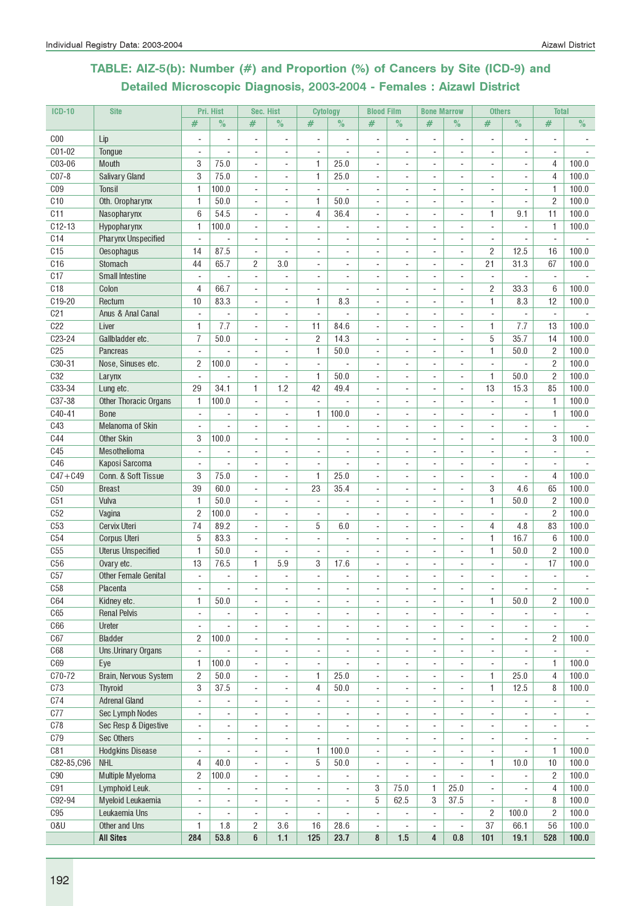## TABLE: AIZ-5(b): Number (#) and Proportion (%) of Cancers by Site (ICD-9) and Detailed Microscopic Diagnosis, 2003-2004 - Females : Aizawl District

| ICD-10 | Site | Pri. Hist | | Sec. Hist | | Cytology | | Blood Film | | Bone Marrow | | Others | | Total | |
|---|---|---|---|---|---|---|---|---|---|---|---|---|---|---|---|
| | | # | % | # | % | # | % | # | % | # | % | # | % | # | % |
| C00 | Lip | - | - | - | - | - | - | - | - | - | - | - | - | - | - |
| C01-02 | Tongue | - | - | - | - | - | - | - | - | - | - | - | - | - | - |
| C03-06 | Mouth | 3 | 75.0 | - | - | 1 | 25.0 | - | - | - | - | - | - | 4 | 100.0 |
| C07-8 | Salivary Gland | 3 | 75.0 | - | - | 1 | 25.0 | - | - | - | - | - | - | 4 | 100.0 |
| C09 | Tonsil | 1 | 100.0 | - | - | - | - | - | - | - | - | - | - | 1 | 100.0 |
| C10 | Oth. Oropharynx | 1 | 50.0 | - | - | 1 | 50.0 | - | - | - | - | - | - | 2 | 100.0 |
| C11 | Nasopharynx | 6 | 54.5 | - | - | 4 | 36.4 | - | - | - | - | 1 | 9.1 | 11 | 100.0 |
| C12-13 | Hypopharynx | 1 | 100.0 | - | - | - | - | - | - | - | - | - | - | 1 | 100.0 |
| C14 | Pharynx Unspecified | - | - | - | - | - | - | - | - | - | - | - | - | - | - |
| C15 | Oesophagus | 14 | 87.5 | - | - | - | - | - | - | - | - | 2 | 12.5 | 16 | 100.0 |
| C16 | Stomach | 44 | 65.7 | 2 | 3.0 | - | - | - | - | - | - | 21 | 31.3 | 67 | 100.0 |
| C17 | Small Intestine | - | - | - | - | - | - | - | - | - | - | - | - | - | - |
| C18 | Colon | 4 | 66.7 | - | - | - | - | - | - | - | - | 2 | 33.3 | 6 | 100.0 |
| C19-20 | Rectum | 10 | 83.3 | - | - | 1 | 8.3 | - | - | - | - | 1 | 8.3 | 12 | 100.0 |
| C21 | Anus & Anal Canal | - | - | - | - | - | - | - | - | - | - | - | - | - | - |
| C22 | Liver | 1 | 7.7 | - | - | 11 | 84.6 | - | - | - | - | 1 | 7.7 | 13 | 100.0 |
| C23-24 | Gallbladder etc. | 7 | 50.0 | - | - | 2 | 14.3 | - | - | - | - | 5 | 35.7 | 14 | 100.0 |
| C25 | Pancreas | - | - | - | - | 1 | 50.0 | - | - | - | - | 1 | 50.0 | 2 | 100.0 |
| C30-31 | Nose, Sinuses etc. | 2 | 100.0 | - | - | - | - | - | - | - | - | - | - | 2 | 100.0 |
| C32 | Larynx | - | - | - | - | 1 | 50.0 | - | - | - | - | 1 | 50.0 | 2 | 100.0 |
| C33-34 | Lung etc. | 29 | 34.1 | 1 | 1.2 | 42 | 49.4 | - | - | - | - | 13 | 15.3 | 85 | 100.0 |
| C37-38 | Other Thoracic Organs | 1 | 100.0 | - | - | - | - | - | - | - | - | - | - | 1 | 100.0 |
| C40-41 | Bone | - | - | - | - | 1 | 100.0 | - | - | - | - | - | - | 1 | 100.0 |
| C43 | Melanoma of Skin | - | - | - | - | - | - | - | - | - | - | - | - | - | - |
| C44 | Other Skin | 3 | 100.0 | - | - | - | - | - | - | - | - | - | - | 3 | 100.0 |
| C45 | Mesothelioma | - | - | - | - | - | - | - | - | - | - | - | - | - | - |
| C46 | Kaposi Sarcoma | - | - | - | - | - | - | - | - | - | - | - | - | - | - |
| C47+C49 | Conn. & Soft Tissue | 3 | 75.0 | - | - | 1 | 25.0 | - | - | - | - | - | - | 4 | 100.0 |
| C50 | Breast | 39 | 60.0 | - | - | 23 | 35.4 | - | - | - | - | 3 | 4.6 | 65 | 100.0 |
| C51 | Vulva | 1 | 50.0 | - | - | - | - | - | - | - | - | 1 | 50.0 | 2 | 100.0 |
| C52 | Vagina | 2 | 100.0 | - | - | - | - | - | - | - | - | - | - | 2 | 100.0 |
| C53 | Cervix Uteri | 74 | 89.2 | - | - | 5 | 6.0 | - | - | - | - | 4 | 4.8 | 83 | 100.0 |
| C54 | Corpus Uteri | 5 | 83.3 | - | - | - | - | - | - | - | - | 1 | 16.7 | 6 | 100.0 |
| C55 | Uterus Unspecified | 1 | 50.0 | - | - | - | - | - | - | - | - | 1 | 50.0 | 2 | 100.0 |
| C56 | Ovary etc. | 13 | 76.5 | 1 | 5.9 | 3 | 17.6 | - | - | - | - | - | - | 17 | 100.0 |
| C57 | Other Female Genital | - | - | - | - | - | - | - | - | - | - | - | - | - | - |
| C58 | Placenta | - | - | - | - | - | - | - | - | - | - | - | - | - | - |
| C64 | Kidney etc. | 1 | 50.0 | - | - | - | - | - | - | - | - | 1 | 50.0 | 2 | 100.0 |
| C65 | Renal Pelvis | - | - | - | - | - | - | - | - | - | - | - | - | - | - |
| C66 | Ureter | - | - | - | - | - | - | - | - | - | - | - | - | - | - |
| C67 | Bladder | 2 | 100.0 | - | - | - | - | - | - | - | - | - | - | 2 | 100.0 |
| C68 | Uns.Urinary Organs | - | - | - | - | - | - | - | - | - | - | - | - | - | - |
| C69 | Eye | 1 | 100.0 | - | - | - | - | - | - | - | - | - | - | 1 | 100.0 |
| C70-72 | Brain, Nervous System | 2 | 50.0 | - | - | 1 | 25.0 | - | - | - | - | 1 | 25.0 | 4 | 100.0 |
| C73 | Thyroid | 3 | 37.5 | - | - | 4 | 50.0 | - | - | - | - | 1 | 12.5 | 8 | 100.0 |
| C74 | Adrenal Gland | - | - | - | - | - | - | - | - | - | - | - | - | - | - |
| C77 | Sec Lymph Nodes | - | - | - | - | - | - | - | - | - | - | - | - | - | - |
| C78 | Sec Resp & Digestive | - | - | - | - | - | - | - | - | - | - | - | - | - | - |
| C79 | Sec Others | - | - | - | - | - | - | - | - | - | - | - | - | - | - |
| C81 | Hodgkins Disease | - | - | - | - | 1 | 100.0 | - | - | - | - | - | - | 1 | 100.0 |
| C82-85,C96 | NHL | 4 | 40.0 | - | - | 5 | 50.0 | - | - | - | - | 1 | 10.0 | 10 | 100.0 |
| C90 | Multiple Myeloma | 2 | 100.0 | - | - | - | - | - | - | - | - | - | - | 2 | 100.0 |
| C91 | Lymphoid Leuk. | - | - | - | - | - | - | 3 | 75.0 | 1 | 25.0 | - | - | 4 | 100.0 |
| C92-94 | Myeloid Leukaemia | - | - | - | - | - | - | 5 | 62.5 | 3 | 37.5 | - | - | 8 | 100.0 |
| C95 | Leukaemia Uns | - | - | - | - | - | - | - | - | - | - | 2 | 100.0 | 2 | 100.0 |
| O&U | Other and Uns | 1 | 1.8 | 2 | 3.6 | 16 | 28.6 | - | - | - | - | 37 | 66.1 | 56 | 100.0 |
| | **All Sites** | **284** | **53.8** | **6** | **1.1** | **125** | **23.7** | **8** | **1.5** | **4** | **0.8** | **101** | **19.1** | **528** | **100.0** |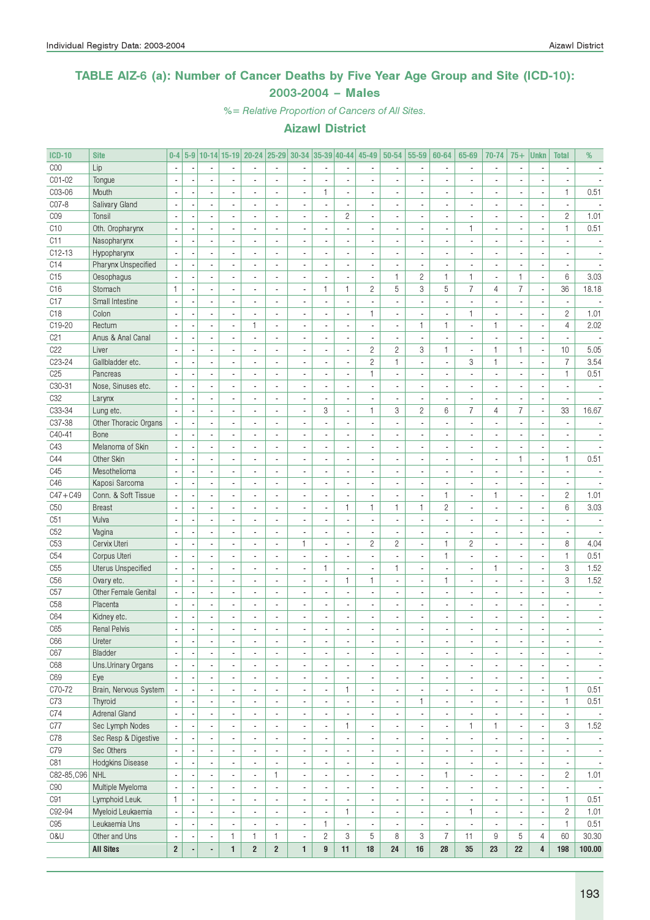# TABLE AIZ-6 (a): Number of Cancer Deaths by Five Year Age Group and Site (ICD-10): 2003-2004 – Males

*%= Relative Proportion of Cancers of All Sites.*

## Aizawl District

| ICD-10 | Site | 0-4 | 5-9 | 10-14 | 15-19 | 20-24 | 25-29 | 30-34 | 35-39 | 40-44 | 45-49 | 50-54 | 55-59 | 60-64 | 65-69 | 70-74 | 75+ | Unkn | Total | % |
|---|---|---|---|---|---|---|---|---|---|---|---|---|---|---|---|---|---|---|---|---|
| C00 | Lip | - | - | - | - | - | - | - | - | - | - | - | - | - | - | - | - | - | - | - |
| C01-02 | Tongue | - | - | - | - | - | - | - | - | - | - | - | - | - | - | - | - | - | - | - |
| C03-06 | Mouth | - | - | - | - | - | - | - | 1 | - | - | - | - | - | - | - | - | - | 1 | 0.51 |
| C07-8 | Salivary Gland | - | - | - | - | - | - | - | - | - | - | - | - | - | - | - | - | - | - | - |
| C09 | Tonsil | - | - | - | - | - | - | - | - | 2 | - | - | - | - | - | - | - | - | 2 | 1.01 |
| C10 | Oth. Oropharynx | - | - | - | - | - | - | - | - | - | - | - | - | - | 1 | - | - | - | 1 | 0.51 |
| C11 | Nasopharynx | - | - | - | - | - | - | - | - | - | - | - | - | - | - | - | - | - | - | - |
| C12-13 | Hypopharynx | - | - | - | - | - | - | - | - | - | - | - | - | - | - | - | - | - | - | - |
| C14 | Pharynx Unspecified | - | - | - | - | - | - | - | - | - | - | - | - | - | - | - | - | - | - | - |
| C15 | Oesophagus | - | - | - | - | - | - | - | - | - | - | 1 | 2 | 1 | 1 | - | 1 | - | 6 | 3.03 |
| C16 | Stomach | 1 | - | - | - | - | - | - | 1 | 1 | 2 | 5 | 3 | 5 | 7 | 4 | 7 | - | 36 | 18.18 |
| C17 | Small Intestine | - | - | - | - | - | - | - | - | - | - | - | - | - | - | - | - | - | - | - |
| C18 | Colon | - | - | - | - | - | - | - | - | - | 1 | - | - | - | 1 | - | - | - | 2 | 1.01 |
| C19-20 | Rectum | - | - | - | - | 1 | - | - | - | - | - | - | 1 | 1 | - | 1 | - | - | 4 | 2.02 |
| C21 | Anus & Anal Canal | - | - | - | - | - | - | - | - | - | - | - | - | - | - | - | - | - | - | - |
| C22 | Liver | - | - | - | - | - | - | - | - | - | 2 | 2 | 3 | 1 | - | 1 | 1 | - | 10 | 5.05 |
| C23-24 | Gallbladder etc. | - | - | - | - | - | - | - | - | - | 2 | 1 | - | - | 3 | 1 | - | - | 7 | 3.54 |
| C25 | Pancreas | - | - | - | - | - | - | - | - | - | 1 | - | - | - | - | - | - | - | 1 | 0.51 |
| C30-31 | Nose, Sinuses etc. | - | - | - | - | - | - | - | - | - | - | - | - | - | - | - | - | - | - | - |
| C32 | Larynx | - | - | - | - | - | - | - | - | - | - | - | - | - | - | - | - | - | - | - |
| C33-34 | Lung etc. | - | - | - | - | - | - | - | 3 | - | 1 | 3 | 2 | 6 | 7 | 4 | 7 | - | 33 | 16.67 |
| C37-38 | Other Thoracic Organs | - | - | - | - | - | - | - | - | - | - | - | - | - | - | - | - | - | - | - |
| C40-41 | Bone | - | - | - | - | - | - | - | - | - | - | - | - | - | - | - | - | - | - | - |
| C43 | Melanoma of Skin | - | - | - | - | - | - | - | - | - | - | - | - | - | - | - | - | - | - | - |
| C44 | Other Skin | - | - | - | - | - | - | - | - | - | - | - | - | - | - | - | 1 | - | 1 | 0.51 |
| C45 | Mesothelioma | - | - | - | - | - | - | - | - | - | - | - | - | - | - | - | - | - | - | - |
| C46 | Kaposi Sarcoma | - | - | - | - | - | - | - | - | - | - | - | - | - | - | - | - | - | - | - |
| C47+C49 | Conn. & Soft Tissue | - | - | - | - | - | - | - | - | - | - | - | - | 1 | - | 1 | - | - | 2 | 1.01 |
| C50 | Breast | - | - | - | - | - | - | - | - | 1 | 1 | 1 | 1 | 2 | - | - | - | - | 6 | 3.03 |
| C51 | Vulva | - | - | - | - | - | - | - | - | - | - | - | - | - | - | - | - | - | - | - |
| C52 | Vagina | - | - | - | - | - | - | - | - | - | - | - | - | - | - | - | - | - | - | - |
| C53 | Cervix Uteri | - | - | - | - | - | - | 1 | - | - | 2 | 2 | - | 1 | 2 | - | - | - | 8 | 4.04 |
| C54 | Corpus Uteri | - | - | - | - | - | - | - | - | - | - | - | - | 1 | - | - | - | - | 1 | 0.51 |
| C55 | Uterus Unspecified | - | - | - | - | - | - | - | 1 | - | - | 1 | - | - | - | 1 | - | - | 3 | 1.52 |
| C56 | Ovary etc. | - | - | - | - | - | - | - | - | 1 | 1 | - | - | 1 | - | - | - | - | 3 | 1.52 |
| C57 | Other Female Genital | - | - | - | - | - | - | - | - | - | - | - | - | - | - | - | - | - | - | - |
| C58 | Placenta | - | - | - | - | - | - | - | - | - | - | - | - | - | - | - | - | - | - | - |
| C64 | Kidney etc. | - | - | - | - | - | - | - | - | - | - | - | - | - | - | - | - | - | - | - |
| C65 | Renal Pelvis | - | - | - | - | - | - | - | - | - | - | - | - | - | - | - | - | - | - | - |
| C66 | Ureter | - | - | - | - | - | - | - | - | - | - | - | - | - | - | - | - | - | - | - |
| C67 | Bladder | - | - | - | - | - | - | - | - | - | - | - | - | - | - | - | - | - | - | - |
| C68 | Uns.Urinary Organs | - | - | - | - | - | - | - | - | - | - | - | - | - | - | - | - | - | - | - |
| C69 | Eye | - | - | - | - | - | - | - | - | - | - | - | - | - | - | - | - | - | - | - |
| C70-72 | Brain, Nervous System | - | - | - | - | - | - | - | - | 1 | - | - | - | - | - | - | - | - | 1 | 0.51 |
| C73 | Thyroid | - | - | - | - | - | - | - | - | - | - | - | 1 | - | - | - | - | - | 1 | 0.51 |
| C74 | Adrenal Gland | - | - | - | - | - | - | - | - | - | - | - | - | - | - | - | - | - | - | - |
| C77 | Sec Lymph Nodes | - | - | - | - | - | - | - | - | 1 | - | - | - | - | 1 | 1 | - | - | 3 | 1.52 |
| C78 | Sec Resp & Digestive | - | - | - | - | - | - | - | - | - | - | - | - | - | - | - | - | - | - | - |
| C79 | Sec Others | - | - | - | - | - | - | - | - | - | - | - | - | - | - | - | - | - | - | - |
| C81 | Hodgkins Disease | - | - | - | - | - | - | - | - | - | - | - | - | - | - | - | - | - | - | - |
| C82-85,C96 | NHL | - | - | - | - | - | 1 | - | - | - | - | - | - | 1 | - | - | - | - | 2 | 1.01 |
| C90 | Multiple Myeloma | - | - | - | - | - | - | - | - | - | - | - | - | - | - | - | - | - | - | - |
| C91 | Lymphoid Leuk. | 1 | - | - | - | - | - | - | - | - | - | - | - | - | - | - | - | - | 1 | 0.51 |
| C92-94 | Myeloid Leukaemia | - | - | - | - | - | - | - | - | 1 | - | - | - | - | 1 | - | - | - | 2 | 1.01 |
| C95 | Leukaemia Uns | - | - | - | - | - | - | - | 1 | - | - | - | - | - | - | - | - | - | 1 | 0.51 |
| O&U | Other and Uns | - | - | - | 1 | 1 | 1 | - | 2 | 3 | 5 | 8 | 3 | 7 | 11 | 9 | 5 | 4 | 60 | 30.30 |
| | **All Sites** | **2** | **-** | **-** | **1** | **2** | **2** | **1** | **9** | **11** | **18** | **24** | **16** | **28** | **35** | **23** | **22** | **4** | **198** | **100.00** |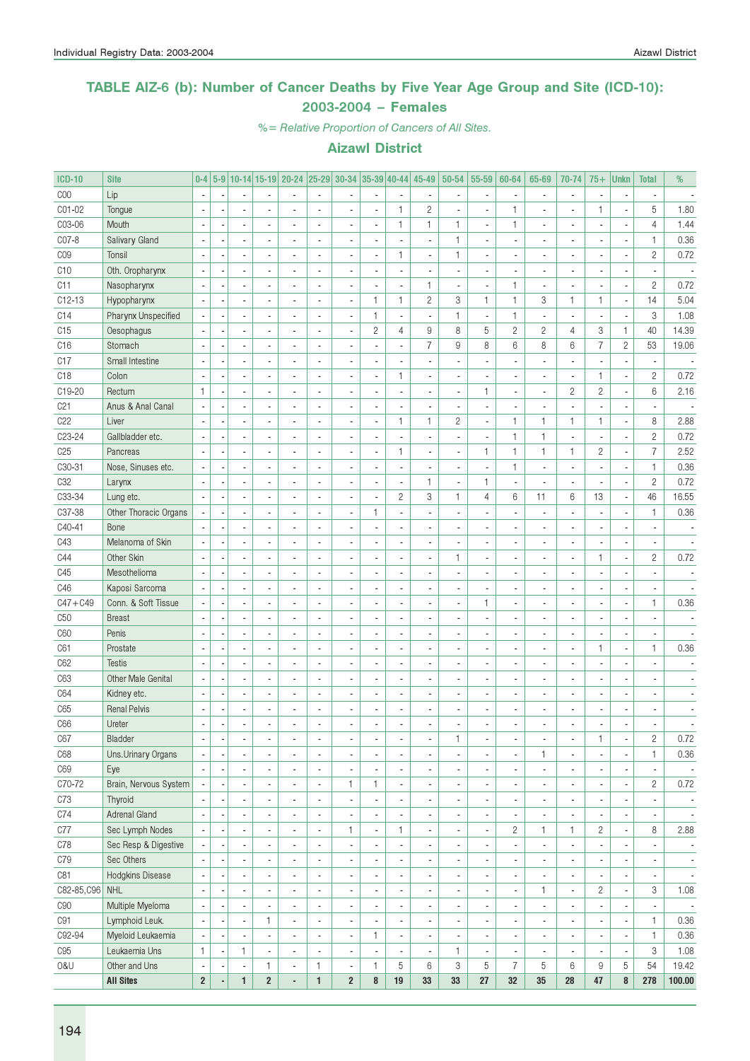## TABLE AIZ-6 (b): Number of Cancer Deaths by Five Year Age Group and Site (ICD-10): 2003-2004 – Females

*%= Relative Proportion of Cancers of All Sites.*

### Aizawl District

| ICD-10 | Site | 0-4 | 5-9 | 10-14 | 15-19 | 20-24 | 25-29 | 30-34 | 35-39 | 40-44 | 45-49 | 50-54 | 55-59 | 60-64 | 65-69 | 70-74 | 75+ | Unkn | Total | % |
|---|---|---|---|---|---|---|---|---|---|---|---|---|---|---|---|---|---|---|---|---|
| C00 | Lip | - | - | - | - | - | - | - | - | - | - | - | - | - | - | - | - | - | - | - |
| C01-02 | Tongue | - | - | - | - | - | - | - | - | 1 | 2 | - | - | 1 | - | - | 1 | - | 5 | 1.80 |
| C03-06 | Mouth | - | - | - | - | - | - | - | - | 1 | 1 | 1 | - | 1 | - | - | - | - | 4 | 1.44 |
| C07-8 | Salivary Gland | - | - | - | - | - | - | - | - | - | - | 1 | - | - | - | - | - | - | 1 | 0.36 |
| C09 | Tonsil | - | - | - | - | - | - | - | - | 1 | - | 1 | - | - | - | - | - | - | 2 | 0.72 |
| C10 | Oth. Oropharynx | - | - | - | - | - | - | - | - | - | - | - | - | - | - | - | - | - | - | - |
| C11 | Nasopharynx | - | - | - | - | - | - | - | - | - | 1 | - | - | 1 | - | - | - | - | 2 | 0.72 |
| C12-13 | Hypopharynx | - | - | - | - | - | - | - | 1 | 1 | 2 | 3 | 1 | 1 | 3 | 1 | 1 | - | 14 | 5.04 |
| C14 | Pharynx Unspecified | - | - | - | - | - | - | - | 1 | - | - | 1 | - | 1 | - | - | - | - | 3 | 1.08 |
| C15 | Oesophagus | - | - | - | - | - | - | - | 2 | 4 | 9 | 8 | 5 | 2 | 2 | 4 | 3 | 1 | 40 | 14.39 |
| C16 | Stomach | - | - | - | - | - | - | - | - | - | 7 | 9 | 8 | 6 | 8 | 6 | 7 | 2 | 53 | 19.06 |
| C17 | Small Intestine | - | - | - | - | - | - | - | - | - | - | - | - | - | - | - | - | - | - | - |
| C18 | Colon | - | - | - | - | - | - | - | - | 1 | - | - | - | - | - | - | 1 | - | 2 | 0.72 |
| C19-20 | Rectum | 1 | - | - | - | - | - | - | - | - | - | - | 1 | - | - | 2 | 2 | - | 6 | 2.16 |
| C21 | Anus & Anal Canal | - | - | - | - | - | - | - | - | - | - | - | - | - | - | - | - | - | - | - |
| C22 | Liver | - | - | - | - | - | - | - | - | 1 | 1 | 2 | - | 1 | 1 | 1 | 1 | - | 8 | 2.88 |
| C23-24 | Gallbladder etc. | - | - | - | - | - | - | - | - | - | - | - | - | 1 | 1 | - | - | - | 2 | 0.72 |
| C25 | Pancreas | - | - | - | - | - | - | - | - | 1 | - | - | 1 | 1 | 1 | 1 | 2 | - | 7 | 2.52 |
| C30-31 | Nose, Sinuses etc. | - | - | - | - | - | - | - | - | - | - | - | - | 1 | - | - | - | - | 1 | 0.36 |
| C32 | Larynx | - | - | - | - | - | - | - | - | - | 1 | - | 1 | - | - | - | - | - | 2 | 0.72 |
| C33-34 | Lung etc. | - | - | - | - | - | - | - | - | 2 | 3 | 1 | 4 | 6 | 11 | 6 | 13 | - | 46 | 16.55 |
| C37-38 | Other Thoracic Organs | - | - | - | - | - | - | - | 1 | - | - | - | - | - | - | - | - | - | 1 | 0.36 |
| C40-41 | Bone | - | - | - | - | - | - | - | - | - | - | - | - | - | - | - | - | - | - | - |
| C43 | Melanoma of Skin | - | - | - | - | - | - | - | - | - | - | - | - | - | - | - | - | - | - | - |
| C44 | Other Skin | - | - | - | - | - | - | - | - | - | - | 1 | - | - | - | - | 1 | - | 2 | 0.72 |
| C45 | Mesothelioma | - | - | - | - | - | - | - | - | - | - | - | - | - | - | - | - | - | - | - |
| C46 | Kaposi Sarcoma | - | - | - | - | - | - | - | - | - | - | - | - | - | - | - | - | - | - | - |
| C47+C49 | Conn. & Soft Tissue | - | - | - | - | - | - | - | - | - | - | - | 1 | - | - | - | - | - | 1 | 0.36 |
| C50 | Breast | - | - | - | - | - | - | - | - | - | - | - | - | - | - | - | - | - | - | - |
| C60 | Penis | - | - | - | - | - | - | - | - | - | - | - | - | - | - | - | - | - | - | - |
| C61 | Prostate | - | - | - | - | - | - | - | - | - | - | - | - | - | - | - | 1 | - | 1 | 0.36 |
| C62 | Testis | - | - | - | - | - | - | - | - | - | - | - | - | - | - | - | - | - | - | - |
| C63 | Other Male Genital | - | - | - | - | - | - | - | - | - | - | - | - | - | - | - | - | - | - | - |
| C64 | Kidney etc. | - | - | - | - | - | - | - | - | - | - | - | - | - | - | - | - | - | - | - |
| C65 | Renal Pelvis | - | - | - | - | - | - | - | - | - | - | - | - | - | - | - | - | - | - | - |
| C66 | Ureter | - | - | - | - | - | - | - | - | - | - | - | - | - | - | - | - | - | - | - |
| C67 | Bladder | - | - | - | - | - | - | - | - | - | - | 1 | - | - | - | - | 1 | - | 2 | 0.72 |
| C68 | Uns.Urinary Organs | - | - | - | - | - | - | - | - | - | - | - | - | - | 1 | - | - | - | 1 | 0.36 |
| C69 | Eye | - | - | - | - | - | - | - | - | - | - | - | - | - | - | - | - | - | - | - |
| C70-72 | Brain, Nervous System | - | - | - | - | - | - | 1 | 1 | - | - | - | - | - | - | - | - | - | 2 | 0.72 |
| C73 | Thyroid | - | - | - | - | - | - | - | - | - | - | - | - | - | - | - | - | - | - | - |
| C74 | Adrenal Gland | - | - | - | - | - | - | - | - | - | - | - | - | - | - | - | - | - | - | - |
| C77 | Sec Lymph Nodes | - | - | - | - | - | - | 1 | - | 1 | - | - | - | 2 | 1 | 1 | 2 | - | 8 | 2.88 |
| C78 | Sec Resp & Digestive | - | - | - | - | - | - | - | - | - | - | - | - | - | - | - | - | - | - | - |
| C79 | Sec Others | - | - | - | - | - | - | - | - | - | - | - | - | - | - | - | - | - | - | - |
| C81 | Hodgkins Disease | - | - | - | - | - | - | - | - | - | - | - | - | - | - | - | - | - | - | - |
| C82-85,C96 | NHL | - | - | - | - | - | - | - | - | - | - | - | - | - | 1 | - | 2 | - | 3 | 1.08 |
| C90 | Multiple Myeloma | - | - | - | - | - | - | - | - | - | - | - | - | - | - | - | - | - | - | - |
| C91 | Lymphoid Leuk. | - | - | - | 1 | - | - | - | - | - | - | - | - | - | - | - | - | - | 1 | 0.36 |
| C92-94 | Myeloid Leukaemia | - | - | - | - | - | - | - | 1 | - | - | - | - | - | - | - | - | - | 1 | 0.36 |
| C95 | Leukaemia Uns | 1 | - | 1 | - | - | - | - | - | - | - | 1 | - | - | - | - | - | - | 3 | 1.08 |
| O&U | Other and Uns | - | - | - | 1 | - | 1 | - | 1 | 5 | 6 | 3 | 5 | 7 | 5 | 6 | 9 | 5 | 54 | 19.42 |
| | **All Sites** | **2** | **-** | **1** | **2** | **-** | **1** | **2** | **8** | **19** | **33** | **33** | **27** | **32** | **35** | **28** | **47** | **8** | **278** | **100.00** |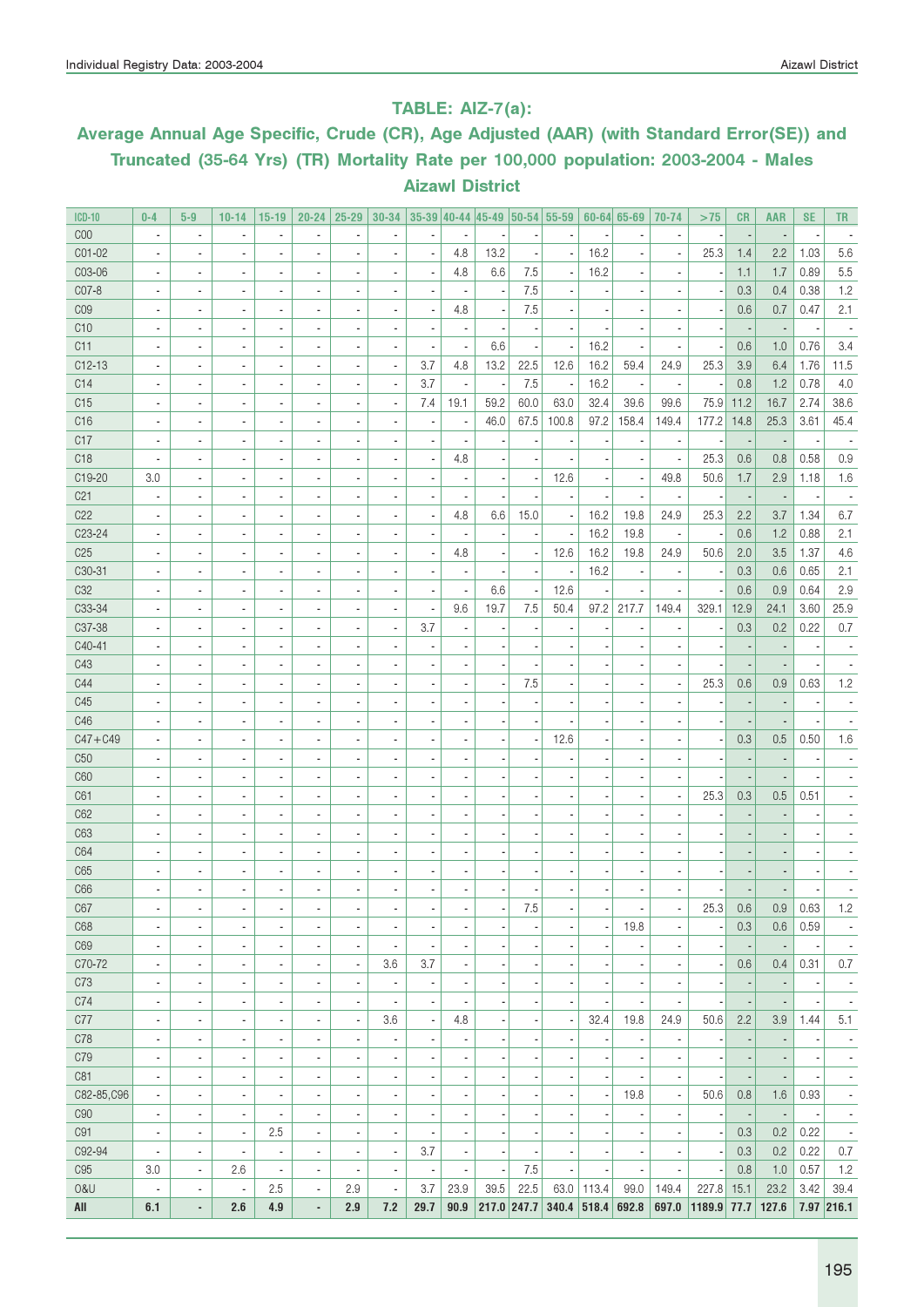## TABLE: AIZ-7(a):

## Average Annual Age Specific, Crude (CR), Age Adjusted (AAR) (with Standard Error(SE)) and Truncated (35-64 Yrs) (TR) Mortality Rate per 100,000 population: 2003-2004 - Males Aizawl District

| ICD-10 | 0-4 | 5-9 | 10-14 | 15-19 | 20-24 | 25-29 | 30-34 | 35-39 | 40-44 | 45-49 | 50-54 | 55-59 | 60-64 | 65-69 | 70-74 | >75 | CR | AAR | SE | TR |
|---|---|---|---|---|---|---|---|---|---|---|---|---|---|---|---|---|---|---|---|---|
| C00 | - | - | - | - | - | - | - | - | - | - | - | - | - | - | - | - | - | - | - | - |
| C01-02 | - | - | - | - | - | - | - | - | 4.8 | 13.2 | - | - | 16.2 | - | - | 25.3 | 1.4 | 2.2 | 1.03 | 5.6 |
| C03-06 | - | - | - | - | - | - | - | - | 4.8 | 6.6 | 7.5 | - | 16.2 | - | - | - | 1.1 | 1.7 | 0.89 | 5.5 |
| C07-8 | - | - | - | - | - | - | - | - | - | - | 7.5 | - | - | - | - | - | 0.3 | 0.4 | 0.38 | 1.2 |
| C09 | - | - | - | - | - | - | - | - | 4.8 | - | 7.5 | - | - | - | - | - | 0.6 | 0.7 | 0.47 | 2.1 |
| C10 | - | - | - | - | - | - | - | - | - | - | - | - | - | - | - | - | - | - | - | - |
| C11 | - | - | - | - | - | - | - | - | - | 6.6 | - | - | 16.2 | - | - | - | 0.6 | 1.0 | 0.76 | 3.4 |
| C12-13 | - | - | - | - | - | - | - | 3.7 | 4.8 | 13.2 | 22.5 | 12.6 | 16.2 | 59.4 | 24.9 | 25.3 | 3.9 | 6.4 | 1.76 | 11.5 |
| C14 | - | - | - | - | - | - | - | 3.7 | - | - | 7.5 | - | 16.2 | - | - | - | 0.8 | 1.2 | 0.78 | 4.0 |
| C15 | - | - | - | - | - | - | - | 7.4 | 19.1 | 59.2 | 60.0 | 63.0 | 32.4 | 39.6 | 99.6 | 75.9 | 11.2 | 16.7 | 2.74 | 38.6 |
| C16 | - | - | - | - | - | - | - | - | - | 46.0 | 67.5 | 100.8 | 97.2 | 158.4 | 149.4 | 177.2 | 14.8 | 25.3 | 3.61 | 45.4 |
| C17 | - | - | - | - | - | - | - | - | - | - | - | - | - | - | - | - | - | - | - | - |
| C18 | - | - | - | - | - | - | - | - | 4.8 | - | - | - | - | - | - | 25.3 | 0.6 | 0.8 | 0.58 | 0.9 |
| C19-20 | 3.0 | - | - | - | - | - | - | - | - | - | - | 12.6 | - | - | 49.8 | 50.6 | 1.7 | 2.9 | 1.18 | 1.6 |
| C21 | - | - | - | - | - | - | - | - | - | - | - | - | - | - | - | - | - | - | - | - |
| C22 | - | - | - | - | - | - | - | - | 4.8 | 6.6 | 15.0 | - | 16.2 | 19.8 | 24.9 | 25.3 | 2.2 | 3.7 | 1.34 | 6.7 |
| C23-24 | - | - | - | - | - | - | - | - | - | - | - | - | 16.2 | 19.8 | - | - | 0.6 | 1.2 | 0.88 | 2.1 |
| C25 | - | - | - | - | - | - | - | - | 4.8 | - | - | 12.6 | 16.2 | 19.8 | 24.9 | 50.6 | 2.0 | 3.5 | 1.37 | 4.6 |
| C30-31 | - | - | - | - | - | - | - | - | - | - | - | - | 16.2 | - | - | - | 0.3 | 0.6 | 0.65 | 2.1 |
| C32 | - | - | - | - | - | - | - | - | - | 6.6 | - | 12.6 | - | - | - | - | 0.6 | 0.9 | 0.64 | 2.9 |
| C33-34 | - | - | - | - | - | - | - | - | 9.6 | 19.7 | 7.5 | 50.4 | 97.2 | 217.7 | 149.4 | 329.1 | 12.9 | 24.1 | 3.60 | 25.9 |
| C37-38 | - | - | - | - | - | - | - | 3.7 | - | - | - | - | - | - | - | - | 0.3 | 0.2 | 0.22 | 0.7 |
| C40-41 | - | - | - | - | - | - | - | - | - | - | - | - | - | - | - | - | - | - | - | - |
| C43 | - | - | - | - | - | - | - | - | - | - | - | - | - | - | - | - | - | - | - | - |
| C44 | - | - | - | - | - | - | - | - | - | - | 7.5 | - | - | - | - | 25.3 | 0.6 | 0.9 | 0.63 | 1.2 |
| C45 | - | - | - | - | - | - | - | - | - | - | - | - | - | - | - | - | - | - | - | - |
| C46 | - | - | - | - | - | - | - | - | - | - | - | - | - | - | - | - | - | - | - | - |
| C47+C49 | - | - | - | - | - | - | - | - | - | - | - | 12.6 | - | - | - | - | 0.3 | 0.5 | 0.50 | 1.6 |
| C50 | - | - | - | - | - | - | - | - | - | - | - | - | - | - | - | - | - | - | - | - |
| C60 | - | - | - | - | - | - | - | - | - | - | - | - | - | - | - | - | - | - | - | - |
| C61 | - | - | - | - | - | - | - | - | - | - | - | - | - | - | - | 25.3 | 0.3 | 0.5 | 0.51 | - |
| C62 | - | - | - | - | - | - | - | - | - | - | - | - | - | - | - | - | - | - | - | - |
| C63 | - | - | - | - | - | - | - | - | - | - | - | - | - | - | - | - | - | - | - | - |
| C64 | - | - | - | - | - | - | - | - | - | - | - | - | - | - | - | - | - | - | - | - |
| C65 | - | - | - | - | - | - | - | - | - | - | - | - | - | - | - | - | - | - | - | - |
| C66 | - | - | - | - | - | - | - | - | - | - | - | - | - | - | - | - | - | - | - | - |
| C67 | - | - | - | - | - | - | - | - | - | - | 7.5 | - | - | - | - | 25.3 | 0.6 | 0.9 | 0.63 | 1.2 |
| C68 | - | - | - | - | - | - | - | - | - | - | - | - | - | 19.8 | - | - | 0.3 | 0.6 | 0.59 | - |
| C69 | - | - | - | - | - | - | - | - | - | - | - | - | - | - | - | - | - | - | - | - |
| C70-72 | - | - | - | - | - | - | 3.6 | 3.7 | - | - | - | - | - | - | - | - | 0.6 | 0.4 | 0.31 | 0.7 |
| C73 | - | - | - | - | - | - | - | - | - | - | - | - | - | - | - | - | - | - | - | - |
| C74 | - | - | - | - | - | - | - | - | - | - | - | - | - | - | - | - | - | - | - | - |
| C77 | - | - | - | - | - | - | 3.6 | - | 4.8 | - | - | - | 32.4 | 19.8 | 24.9 | 50.6 | 2.2 | 3.9 | 1.44 | 5.1 |
| C78 | - | - | - | - | - | - | - | - | - | - | - | - | - | - | - | - | - | - | - | - |
| C79 | - | - | - | - | - | - | - | - | - | - | - | - | - | - | - | - | - | - | - | - |
| C81 | - | - | - | - | - | - | - | - | - | - | - | - | - | - | - | - | - | - | - | - |
| C82-85,C96 | - | - | - | - | - | - | - | - | - | - | - | - | - | 19.8 | - | 50.6 | 0.8 | 1.6 | 0.93 | - |
| C90 | - | - | - | - | - | - | - | - | - | - | - | - | - | - | - | - | - | - | - | - |
| C91 | - | - | - | 2.5 | - | - | - | - | - | - | - | - | - | - | - | - | 0.3 | 0.2 | 0.22 | - |
| C92-94 | - | - | - | - | - | - | - | 3.7 | - | - | - | - | - | - | - | - | 0.3 | 0.2 | 0.22 | 0.7 |
| C95 | 3.0 | - | 2.6 | - | - | - | - | - | - | - | 7.5 | - | - | - | - | - | 0.8 | 1.0 | 0.57 | 1.2 |
| O&U | - | - | - | 2.5 | - | 2.9 | - | 3.7 | 23.9 | 39.5 | 22.5 | 63.0 | 113.4 | 99.0 | 149.4 | 227.8 | 15.1 | 23.2 | 3.42 | 39.4 |
| **All** | **6.1** | **-** | **2.6** | **4.9** | **-** | **2.9** | **7.2** | **29.7** | **90.9** | **217.0** | **247.7** | **340.4** | **518.4** | **692.8** | **697.0** | **1189.9** | **77.7** | **127.6** | **7.97** | **216.1** |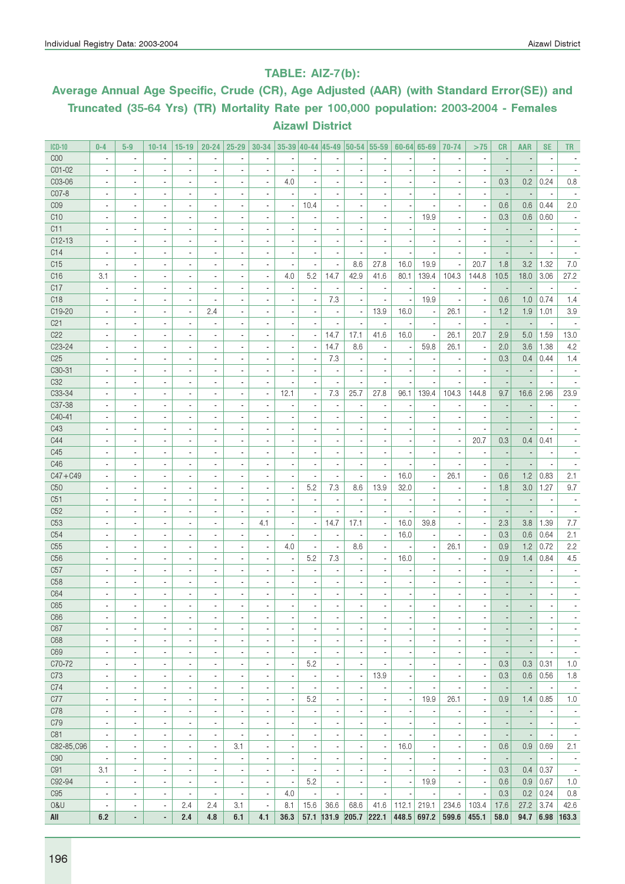## TABLE: AIZ-7(b):

## Average Annual Age Specific, Crude (CR), Age Adjusted (AAR) (with Standard Error(SE)) and Truncated (35-64 Yrs) (TR) Mortality Rate per 100,000 population: 2003-2004 - Females

## Aizawl District

| ICD-10 | 0-4 | 5-9 | 10-14 | 15-19 | 20-24 | 25-29 | 30-34 | 35-39 | 40-44 | 45-49 | 50-54 | 55-59 | 60-64 | 65-69 | 70-74 | >75 | CR | AAR | SE | TR |
|---|---|---|---|---|---|---|---|---|---|---|---|---|---|---|---|---|---|---|---|---|
| C00 | - | - | - | - | - | - | - | - | - | - | - | - | - | - | - | - | - | - | - | - |
| C01-02 | - | - | - | - | - | - | - | - | - | - | - | - | - | - | - | - | - | - | - | - |
| C03-06 | - | - | - | - | - | - | - | 4.0 | - | - | - | - | - | - | - | - | 0.3 | 0.2 | 0.24 | 0.8 |
| C07-8 | - | - | - | - | - | - | - | - | - | - | - | - | - | - | - | - | - | - | - | - |
| C09 | - | - | - | - | - | - | - | - | 10.4 | - | - | - | - | - | - | - | 0.6 | 0.6 | 0.44 | 2.0 |
| C10 | - | - | - | - | - | - | - | - | - | - | - | - | - | 19.9 | - | - | 0.3 | 0.6 | 0.60 | - |
| C11 | - | - | - | - | - | - | - | - | - | - | - | - | - | - | - | - | - | - | - | - |
| C12-13 | - | - | - | - | - | - | - | - | - | - | - | - | - | - | - | - | - | - | - | - |
| C14 | - | - | - | - | - | - | - | - | - | - | - | - | - | - | - | - | - | - | - | - |
| C15 | - | - | - | - | - | - | - | - | - | - | 8.6 | 27.8 | 16.0 | 19.9 | - | 20.7 | 1.8 | 3.2 | 1.32 | 7.0 |
| C16 | 3.1 | - | - | - | - | - | - | 4.0 | 5.2 | 14.7 | 42.9 | 41.6 | 80.1 | 139.4 | 104.3 | 144.8 | 10.5 | 18.0 | 3.06 | 27.2 |
| C17 | - | - | - | - | - | - | - | - | - | - | - | - | - | - | - | - | - | - | - | - |
| C18 | - | - | - | - | - | - | - | - | - | 7.3 | - | - | - | 19.9 | - | - | 0.6 | 1.0 | 0.74 | 1.4 |
| C19-20 | - | - | - | - | 2.4 | - | - | - | - | - | - | 13.9 | 16.0 | - | 26.1 | - | 1.2 | 1.9 | 1.01 | 3.9 |
| C21 | - | - | - | - | - | - | - | - | - | - | - | - | - | - | - | - | - | - | - | - |
| C22 | - | - | - | - | - | - | - | - | - | 14.7 | 17.1 | 41.6 | 16.0 | - | 26.1 | 20.7 | 2.9 | 5.0 | 1.59 | 13.0 |
| C23-24 | - | - | - | - | - | - | - | - | - | 14.7 | 8.6 | - | - | 59.8 | 26.1 | - | 2.0 | 3.6 | 1.38 | 4.2 |
| C25 | - | - | - | - | - | - | - | - | - | 7.3 | - | - | - | - | - | - | 0.3 | 0.4 | 0.44 | 1.4 |
| C30-31 | - | - | - | - | - | - | - | - | - | - | - | - | - | - | - | - | - | - | - | - |
| C32 | - | - | - | - | - | - | - | - | - | - | - | - | - | - | - | - | - | - | - | - |
| C33-34 | - | - | - | - | - | - | - | 12.1 | - | 7.3 | 25.7 | 27.8 | 96.1 | 139.4 | 104.3 | 144.8 | 9.7 | 16.6 | 2.96 | 23.9 |
| C37-38 | - | - | - | - | - | - | - | - | - | - | - | - | - | - | - | - | - | - | - | - |
| C40-41 | - | - | - | - | - | - | - | - | - | - | - | - | - | - | - | - | - | - | - | - |
| C43 | - | - | - | - | - | - | - | - | - | - | - | - | - | - | - | - | - | - | - | - |
| C44 | - | - | - | - | - | - | - | - | - | - | - | - | - | - | - | 20.7 | 0.3 | 0.4 | 0.41 | - |
| C45 | - | - | - | - | - | - | - | - | - | - | - | - | - | - | - | - | - | - | - | - |
| C46 | - | - | - | - | - | - | - | - | - | - | - | - | - | - | - | - | - | - | - | - |
| C47+C49 | - | - | - | - | - | - | - | - | - | - | - | - | 16.0 | - | 26.1 | - | 0.6 | 1.2 | 0.83 | 2.1 |
| C50 | - | - | - | - | - | - | - | - | 5.2 | 7.3 | 8.6 | 13.9 | 32.0 | - | - | - | 1.8 | 3.0 | 1.27 | 9.7 |
| C51 | - | - | - | - | - | - | - | - | - | - | - | - | - | - | - | - | - | - | - | - |
| C52 | - | - | - | - | - | - | - | - | - | - | - | - | - | - | - | - | - | - | - | - |
| C53 | - | - | - | - | - | - | 4.1 | - | - | 14.7 | 17.1 | - | 16.0 | 39.8 | - | - | 2.3 | 3.8 | 1.39 | 7.7 |
| C54 | - | - | - | - | - | - | - | - | - | - | - | - | 16.0 | - | - | - | 0.3 | 0.6 | 0.64 | 2.1 |
| C55 | - | - | - | - | - | - | - | 4.0 | - | - | 8.6 | - | - | - | 26.1 | - | 0.9 | 1.2 | 0.72 | 2.2 |
| C56 | - | - | - | - | - | - | - | - | 5.2 | 7.3 | - | - | 16.0 | - | - | - | 0.9 | 1.4 | 0.84 | 4.5 |
| C57 | - | - | - | - | - | - | - | - | - | - | - | - | - | - | - | - | - | - | - | - |
| C58 | - | - | - | - | - | - | - | - | - | - | - | - | - | - | - | - | - | - | - | - |
| C64 | - | - | - | - | - | - | - | - | - | - | - | - | - | - | - | - | - | - | - | - |
| C65 | - | - | - | - | - | - | - | - | - | - | - | - | - | - | - | - | - | - | - | - |
| C66 | - | - | - | - | - | - | - | - | - | - | - | - | - | - | - | - | - | - | - | - |
| C67 | - | - | - | - | - | - | - | - | - | - | - | - | - | - | - | - | - | - | - | - |
| C68 | - | - | - | - | - | - | - | - | - | - | - | - | - | - | - | - | - | - | - | - |
| C69 | - | - | - | - | - | - | - | - | - | - | - | - | - | - | - | - | - | - | - | - |
| C70-72 | - | - | - | - | - | - | - | - | 5.2 | - | - | - | - | - | - | - | 0.3 | 0.3 | 0.31 | 1.0 |
| C73 | - | - | - | - | - | - | - | - | - | - | - | 13.9 | - | - | - | - | 0.3 | 0.6 | 0.56 | 1.8 |
| C74 | - | - | - | - | - | - | - | - | - | - | - | - | - | - | - | - | - | - | - | - |
| C77 | - | - | - | - | - | - | - | - | 5.2 | - | - | - | - | 19.9 | 26.1 | - | 0.9 | 1.4 | 0.85 | 1.0 |
| C78 | - | - | - | - | - | - | - | - | - | - | - | - | - | - | - | - | - | - | - | - |
| C79 | - | - | - | - | - | - | - | - | - | - | - | - | - | - | - | - | - | - | - | - |
| C81 | - | - | - | - | - | - | - | - | - | - | - | - | - | - | - | - | - | - | - | - |
| C82-85,C96 | - | - | - | - | - | 3.1 | - | - | - | - | - | - | 16.0 | - | - | - | 0.6 | 0.9 | 0.69 | 2.1 |
| C90 | - | - | - | - | - | - | - | - | - | - | - | - | - | - | - | - | - | - | - | - |
| C91 | 3.1 | - | - | - | - | - | - | - | - | - | - | - | - | - | - | - | 0.3 | 0.4 | 0.37 | - |
| C92-94 | - | - | - | - | - | - | - | - | 5.2 | - | - | - | - | 19.9 | - | - | 0.6 | 0.9 | 0.67 | 1.0 |
| C95 | - | - | - | - | - | - | - | 4.0 | - | - | - | - | - | - | - | - | 0.3 | 0.2 | 0.24 | 0.8 |
| O&U | - | - | - | 2.4 | 2.4 | 3.1 | - | 8.1 | 15.6 | 36.6 | 68.6 | 41.6 | 112.1 | 219.1 | 234.6 | 103.4 | 17.6 | 27.2 | 3.74 | 42.6 |
| **All** | **6.2** | **-** | **-** | **2.4** | **4.8** | **6.1** | **4.1** | **36.3** | **57.1** | **131.9** | **205.7** | **222.1** | **448.5** | **697.2** | **599.6** | **455.1** | **58.0** | **94.7** | **6.98** | **163.3** |